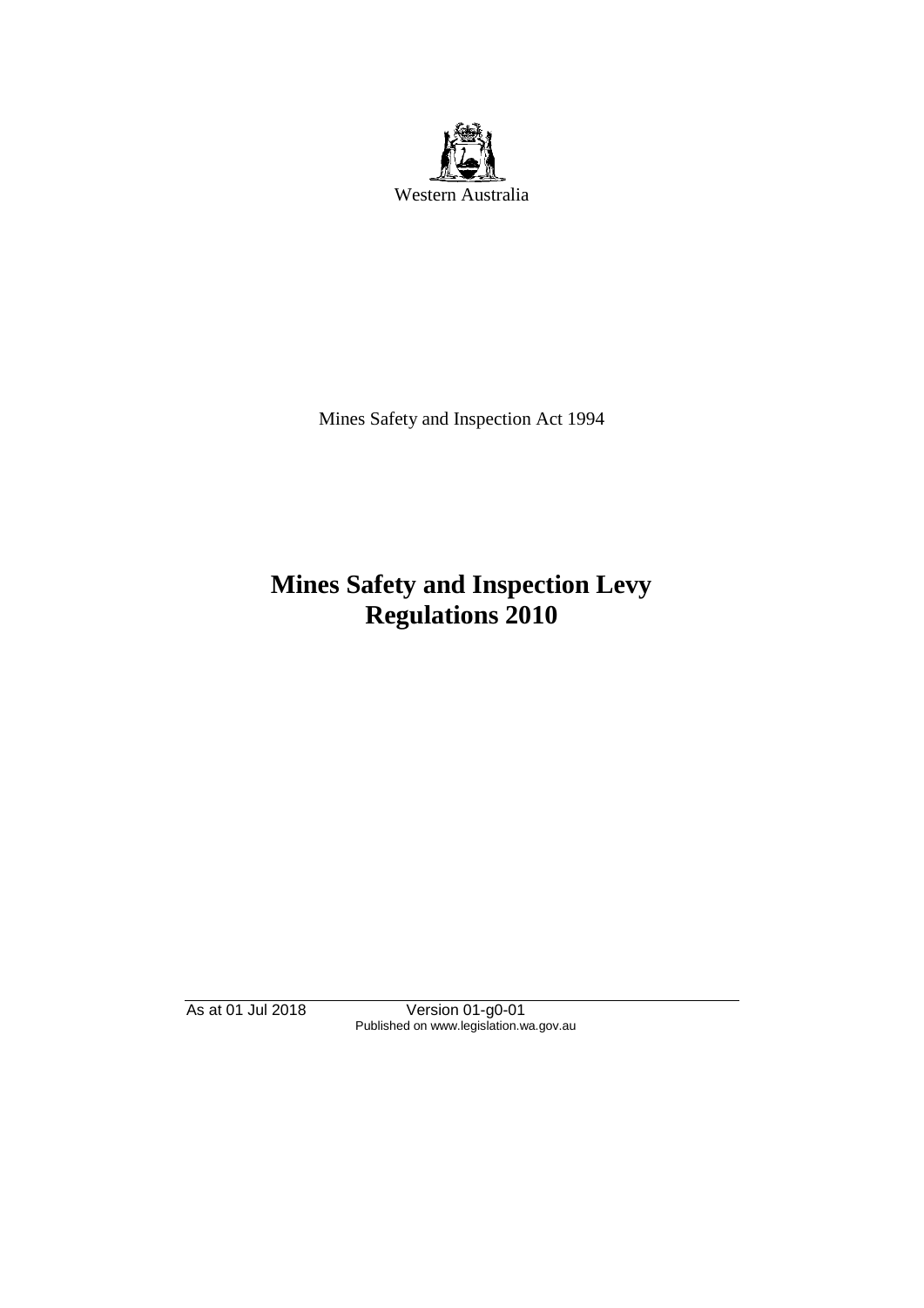Western Australia

Mines Safety and Inspection Act 1994

# Mines Safety and Inspection Levy Regulations 2010

As at 01 Jul 2018 Version 01-g0-01
Published on www.legislation.wa.gov.au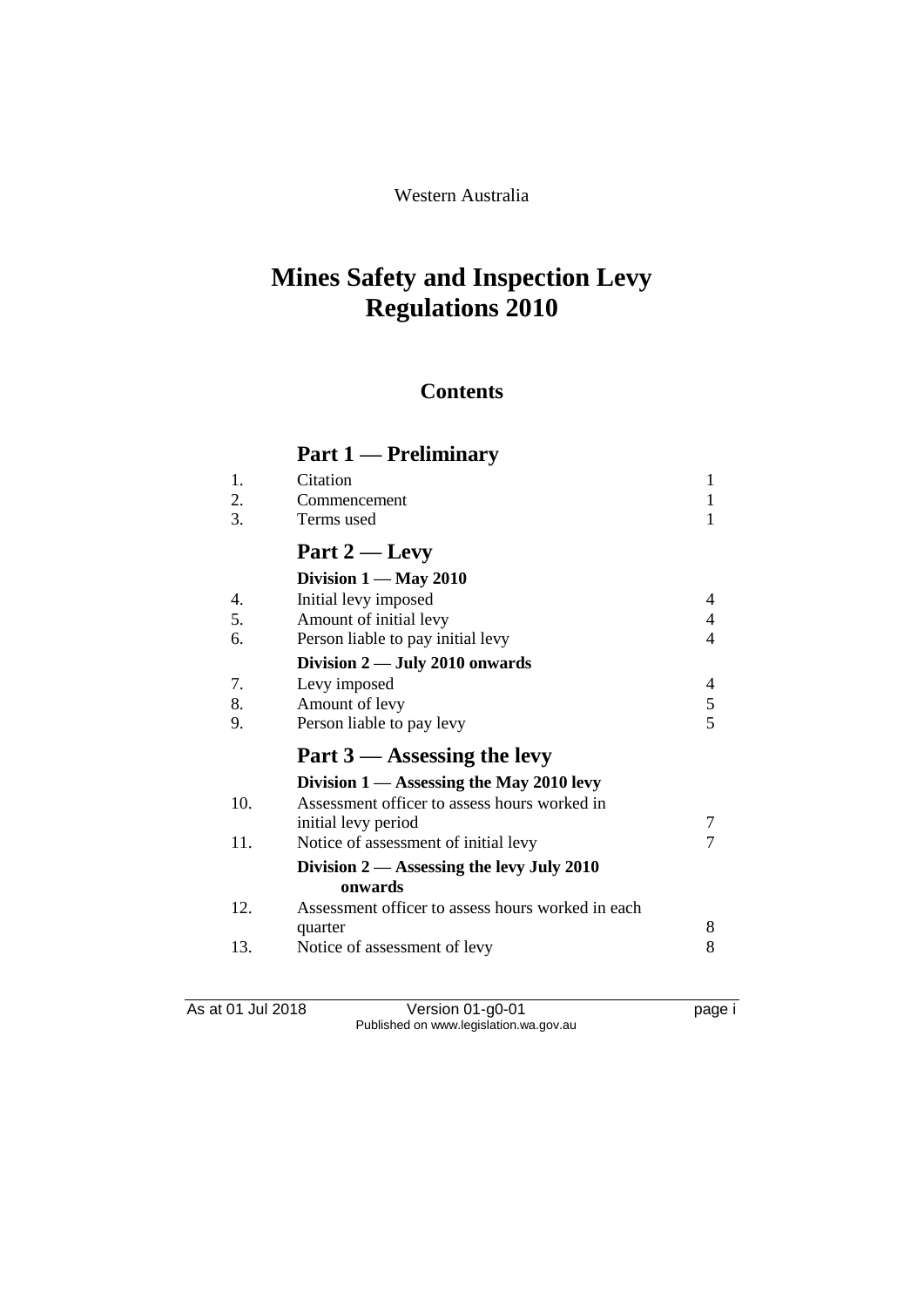Western Australia

# Mines Safety and Inspection Levy Regulations 2010

## Contents

### Part 1 — Preliminary

| | | |
|---|---|---|
| 1. | Citation | 1 |
| 2. | Commencement | 1 |
| 3. | Terms used | 1 |

### Part 2 — Levy

**Division 1 — May 2010**

| | | |
|---|---|---|
| 4. | Initial levy imposed | 4 |
| 5. | Amount of initial levy | 4 |
| 6. | Person liable to pay initial levy | 4 |

**Division 2 — July 2010 onwards**

| | | |
|---|---|---|
| 7. | Levy imposed | 4 |
| 8. | Amount of levy | 5 |
| 9. | Person liable to pay levy | 5 |

### Part 3 — Assessing the levy

**Division 1 — Assessing the May 2010 levy**

| | | |
|---|---|---|
| 10. | Assessment officer to assess hours worked in initial levy period | 7 |
| 11. | Notice of assessment of initial levy | 7 |

**Division 2 — Assessing the levy July 2010 onwards**

| | | |
|---|---|---|
| 12. | Assessment officer to assess hours worked in each quarter | 8 |
| 13. | Notice of assessment of levy | 8 |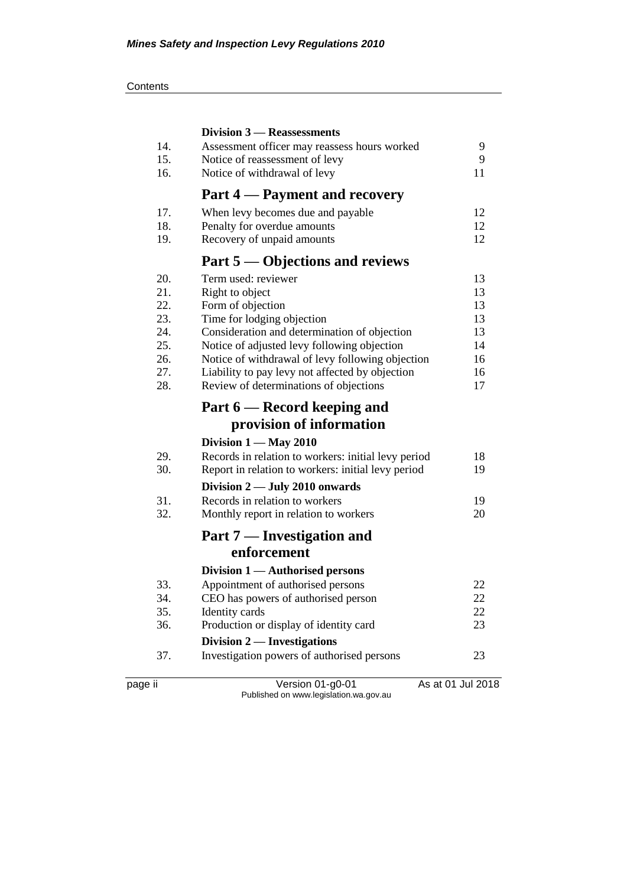**Division 3 — Reassessments**

| | | |
|---|---|---|
| 14. | Assessment officer may reassess hours worked | 9 |
| 15. | Notice of reassessment of levy | 9 |
| 16. | Notice of withdrawal of levy | 11 |

## Part 4 — Payment and recovery

| | | |
|---|---|---|
| 17. | When levy becomes due and payable | 12 |
| 18. | Penalty for overdue amounts | 12 |
| 19. | Recovery of unpaid amounts | 12 |

## Part 5 — Objections and reviews

| | | |
|---|---|---|
| 20. | Term used: reviewer | 13 |
| 21. | Right to object | 13 |
| 22. | Form of objection | 13 |
| 23. | Time for lodging objection | 13 |
| 24. | Consideration and determination of objection | 13 |
| 25. | Notice of adjusted levy following objection | 14 |
| 26. | Notice of withdrawal of levy following objection | 16 |
| 27. | Liability to pay levy not affected by objection | 16 |
| 28. | Review of determinations of objections | 17 |

## Part 6 — Record keeping and provision of information

**Division 1 — May 2010**

| | | |
|---|---|---|
| 29. | Records in relation to workers: initial levy period | 18 |
| 30. | Report in relation to workers: initial levy period | 19 |

**Division 2 — July 2010 onwards**

| | | |
|---|---|---|
| 31. | Records in relation to workers | 19 |
| 32. | Monthly report in relation to workers | 20 |

## Part 7 — Investigation and enforcement

**Division 1 — Authorised persons**

| | | |
|---|---|---|
| 33. | Appointment of authorised persons | 22 |
| 34. | CEO has powers of authorised person | 22 |
| 35. | Identity cards | 22 |
| 36. | Production or display of identity card | 23 |

**Division 2 — Investigations**

| | | |
|---|---|---|
| 37. | Investigation powers of authorised persons | 23 |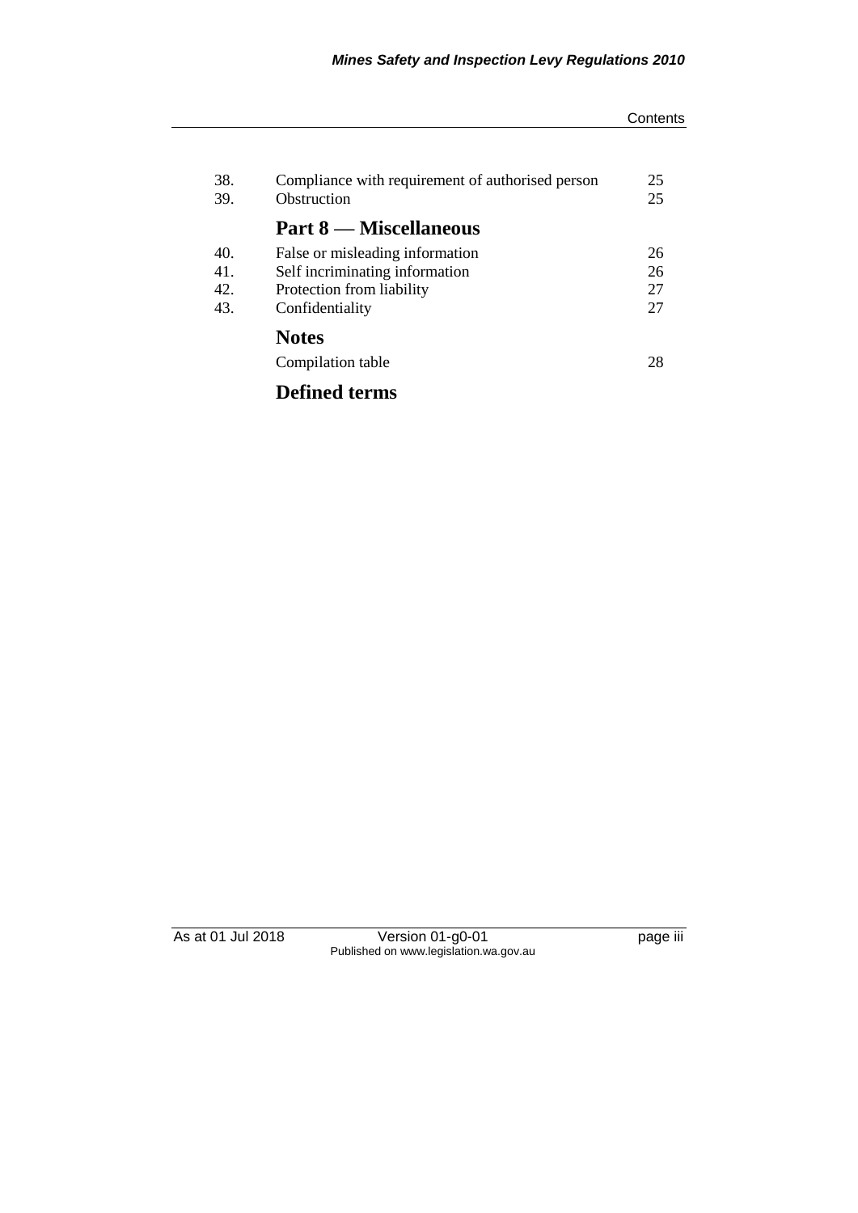| | | |
|---|---|---|
| 38. | Compliance with requirement of authorised person | 25 |
| 39. | Obstruction | 25 |

## Part 8 — Miscellaneous

| | | |
|---|---|---|
| 40. | False or misleading information | 26 |
| 41. | Self incriminating information | 26 |
| 42. | Protection from liability | 27 |
| 43. | Confidentiality | 27 |

## Notes

Compilation table 28

## Defined terms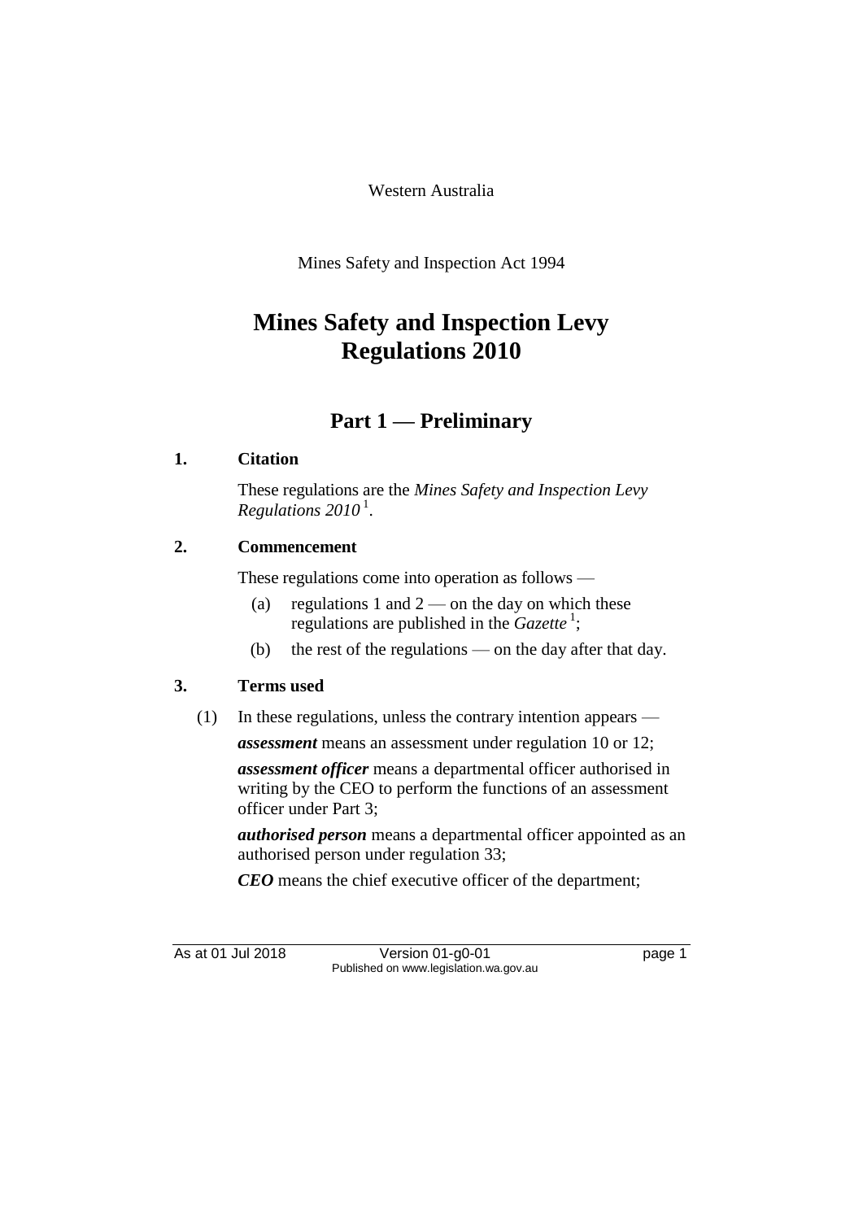Western Australia

Mines Safety and Inspection Act 1994

# Mines Safety and Inspection Levy Regulations 2010

## Part 1 — Preliminary

### 1. Citation

These regulations are the *Mines Safety and Inspection Levy Regulations 2010* [1].

### 2. Commencement

These regulations come into operation as follows —

(a) regulations 1 and 2 — on the day on which these regulations are published in the *Gazette* [1];

(b) the rest of the regulations — on the day after that day.

### 3. Terms used

(1) In these regulations, unless the contrary intention appears —

***assessment*** means an assessment under regulation 10 or 12;

***assessment officer*** means a departmental officer authorised in writing by the CEO to perform the functions of an assessment officer under Part 3;

***authorised person*** means a departmental officer appointed as an authorised person under regulation 33;

***CEO*** means the chief executive officer of the department;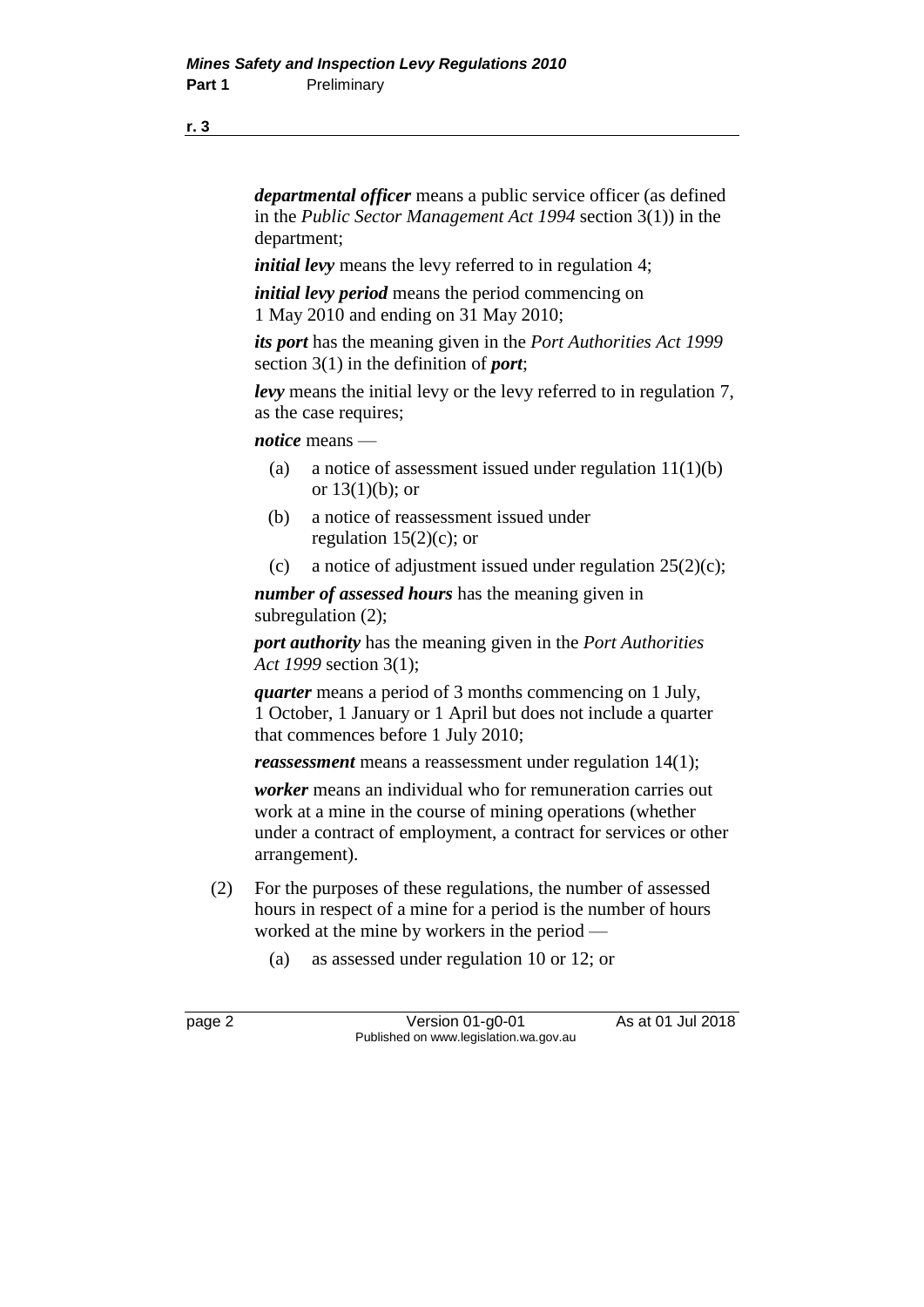***departmental officer*** means a public service officer (as defined in the *Public Sector Management Act 1994* section 3(1)) in the department;

***initial levy*** means the levy referred to in regulation 4;

***initial levy period*** means the period commencing on 1 May 2010 and ending on 31 May 2010;

***its port*** has the meaning given in the *Port Authorities Act 1999* section 3(1) in the definition of ***port***;

***levy*** means the initial levy or the levy referred to in regulation 7, as the case requires;

***notice*** means —

(a) a notice of assessment issued under regulation 11(1)(b) or 13(1)(b); or

(b) a notice of reassessment issued under regulation 15(2)(c); or

(c) a notice of adjustment issued under regulation 25(2)(c);

***number of assessed hours*** has the meaning given in subregulation (2);

***port authority*** has the meaning given in the *Port Authorities Act 1999* section 3(1);

***quarter*** means a period of 3 months commencing on 1 July, 1 October, 1 January or 1 April but does not include a quarter that commences before 1 July 2010;

***reassessment*** means a reassessment under regulation 14(1);

***worker*** means an individual who for remuneration carries out work at a mine in the course of mining operations (whether under a contract of employment, a contract for services or other arrangement).

(2) For the purposes of these regulations, the number of assessed hours in respect of a mine for a period is the number of hours worked at the mine by workers in the period —

(a) as assessed under regulation 10 or 12; or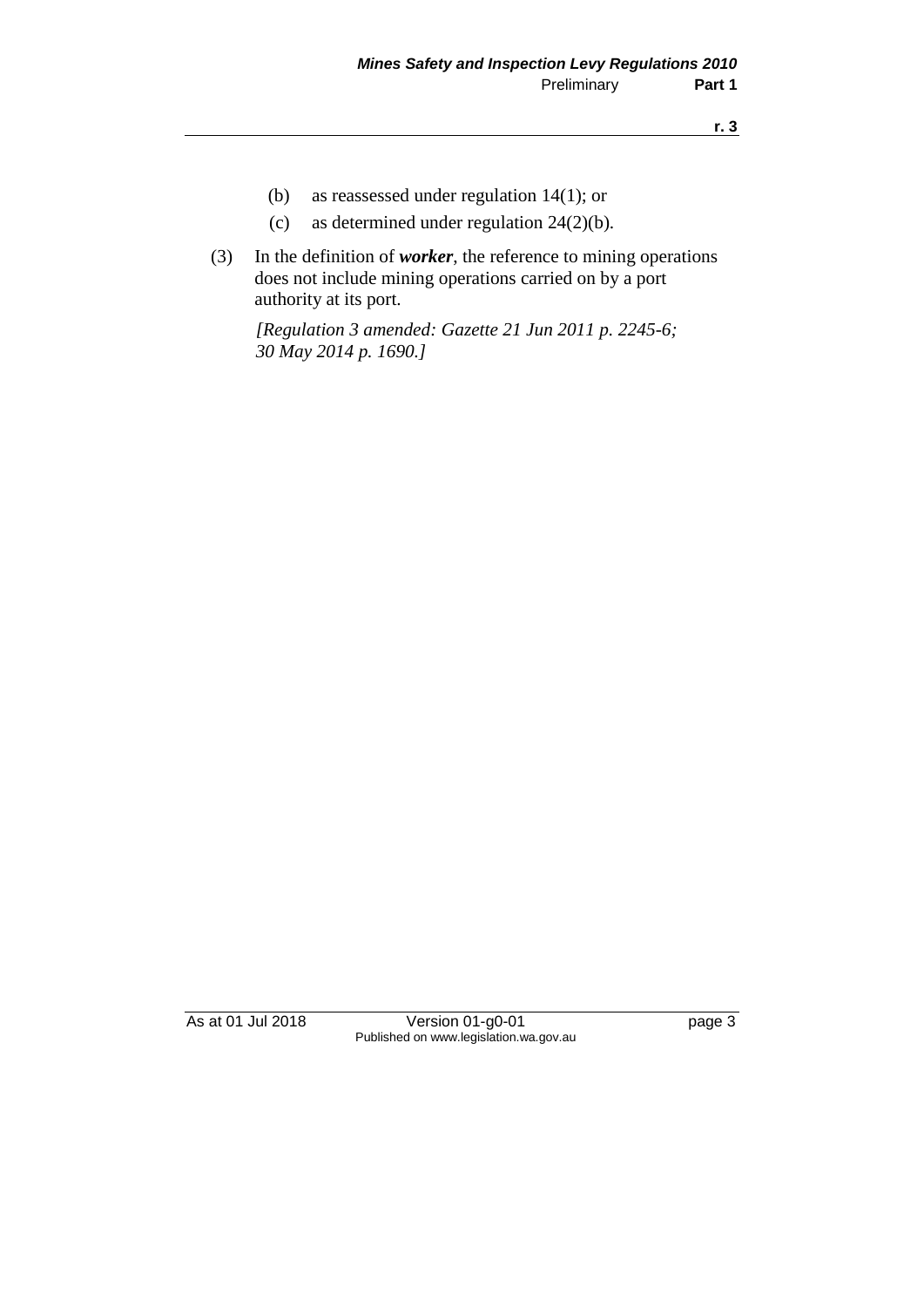(b) as reassessed under regulation 14(1); or

(c) as determined under regulation 24(2)(b).

(3) In the definition of ***worker***, the reference to mining operations does not include mining operations carried on by a port authority at its port.

*[Regulation 3 amended: Gazette 21 Jun 2011 p. 2245-6; 30 May 2014 p. 1690.]*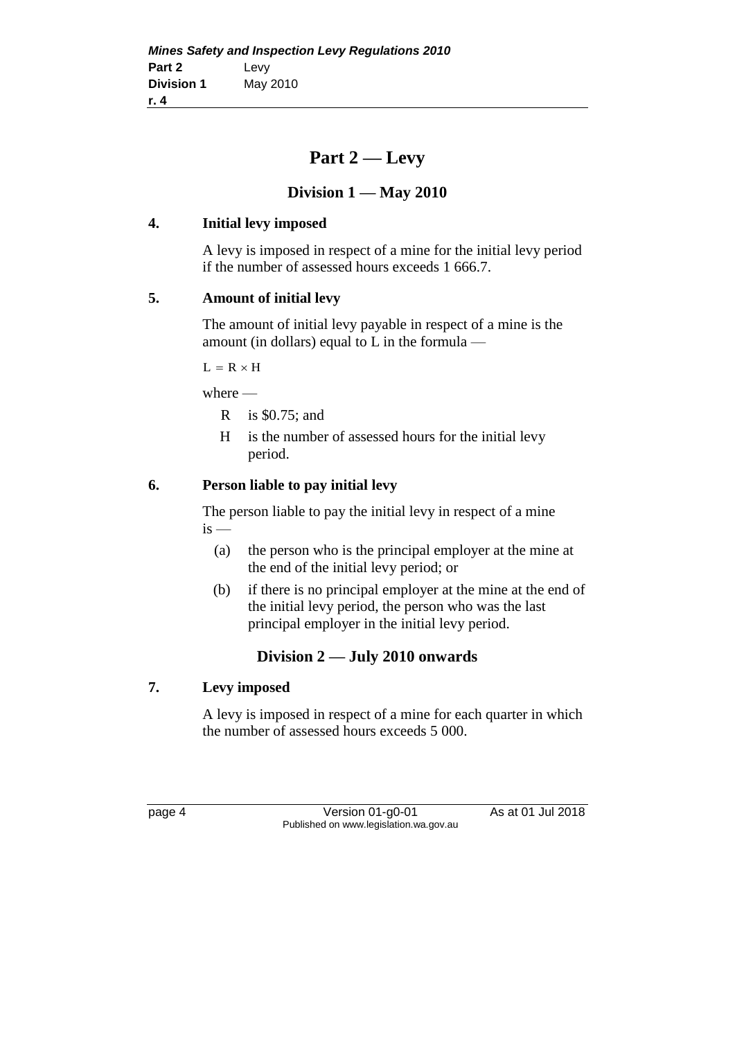# Part 2 — Levy

## Division 1 — May 2010

### 4. Initial levy imposed

A levy is imposed in respect of a mine for the initial levy period if the number of assessed hours exceeds 1 666.7.

### 5. Amount of initial levy

The amount of initial levy payable in respect of a mine is the amount (in dollars) equal to L in the formula —

$$L = R \times H$$

where —

- R is \$0.75; and
- H is the number of assessed hours for the initial levy period.

### 6. Person liable to pay initial levy

The person liable to pay the initial levy in respect of a mine is —

(a) the person who is the principal employer at the mine at the end of the initial levy period; or

(b) if there is no principal employer at the mine at the end of the initial levy period, the person who was the last principal employer in the initial levy period.

## Division 2 — July 2010 onwards

### 7. Levy imposed

A levy is imposed in respect of a mine for each quarter in which the number of assessed hours exceeds 5 000.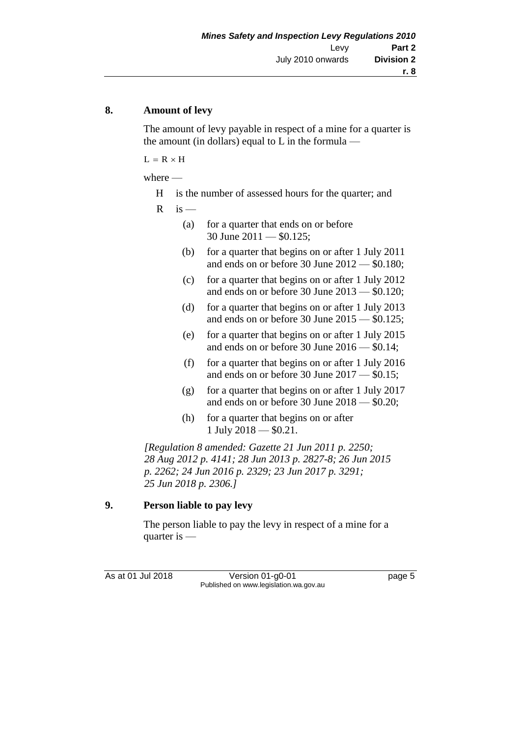## 8. Amount of levy

The amount of levy payable in respect of a mine for a quarter is the amount (in dollars) equal to L in the formula —

$$L = R \times H$$

where —

H is the number of assessed hours for the quarter; and

R is —

(a) for a quarter that ends on or before 30 June 2011 — \$0.125;

(b) for a quarter that begins on or after 1 July 2011 and ends on or before 30 June 2012 — \$0.180;

(c) for a quarter that begins on or after 1 July 2012 and ends on or before 30 June 2013 — \$0.120;

(d) for a quarter that begins on or after 1 July 2013 and ends on or before 30 June 2015 — \$0.125;

(e) for a quarter that begins on or after 1 July 2015 and ends on or before 30 June 2016 — \$0.14;

(f) for a quarter that begins on or after 1 July 2016 and ends on or before 30 June 2017 — \$0.15;

(g) for a quarter that begins on or after 1 July 2017 and ends on or before 30 June 2018 — \$0.20;

(h) for a quarter that begins on or after 1 July 2018 — \$0.21.

*[Regulation 8 amended: Gazette 21 Jun 2011 p. 2250; 28 Aug 2012 p. 4141; 28 Jun 2013 p. 2827-8; 26 Jun 2015 p. 2262; 24 Jun 2016 p. 2329; 23 Jun 2017 p. 3291; 25 Jun 2018 p. 2306.]*

## 9. Person liable to pay levy

The person liable to pay the levy in respect of a mine for a quarter is —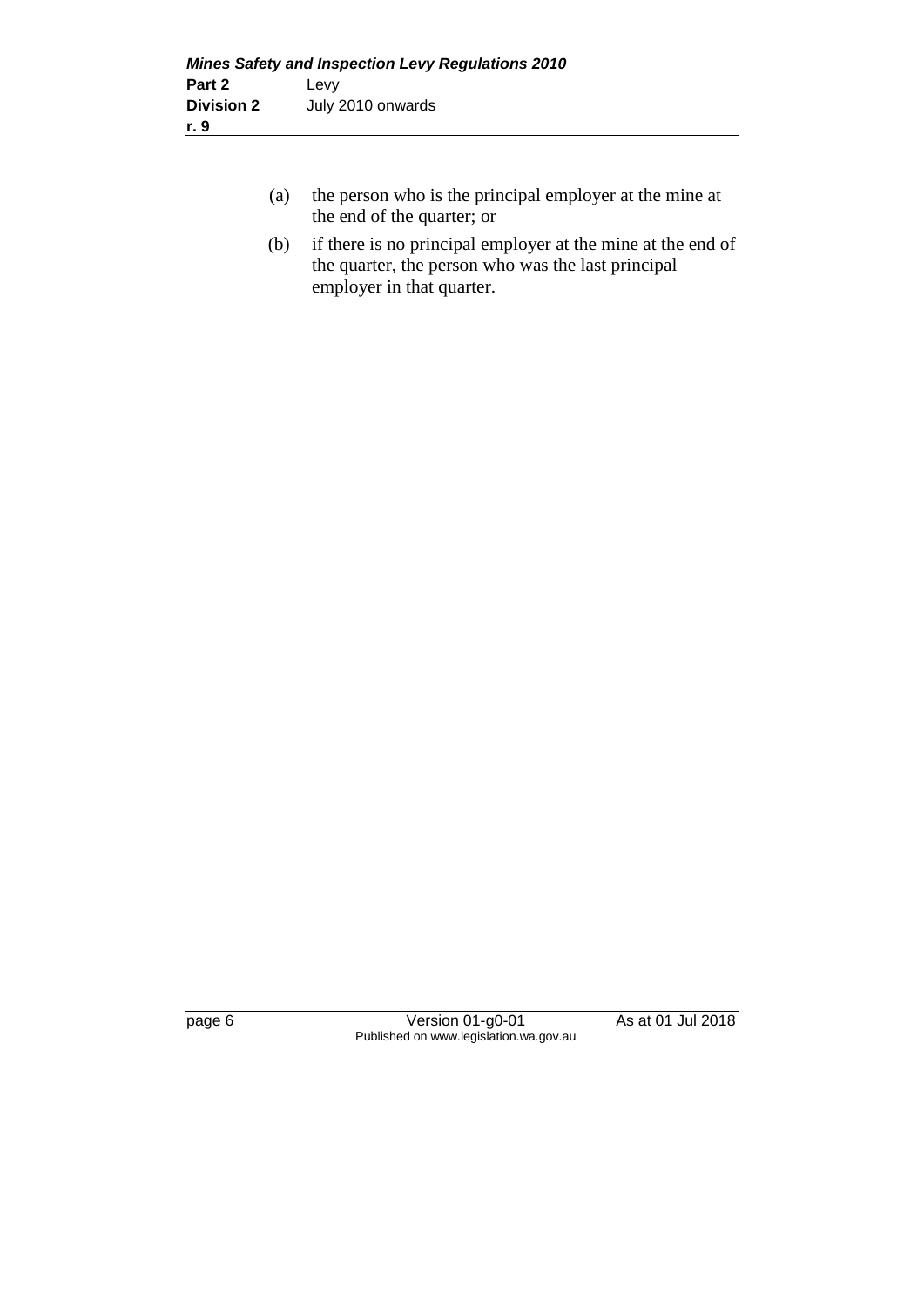(a) the person who is the principal employer at the mine at the end of the quarter; or

(b) if there is no principal employer at the mine at the end of the quarter, the person who was the last principal employer in that quarter.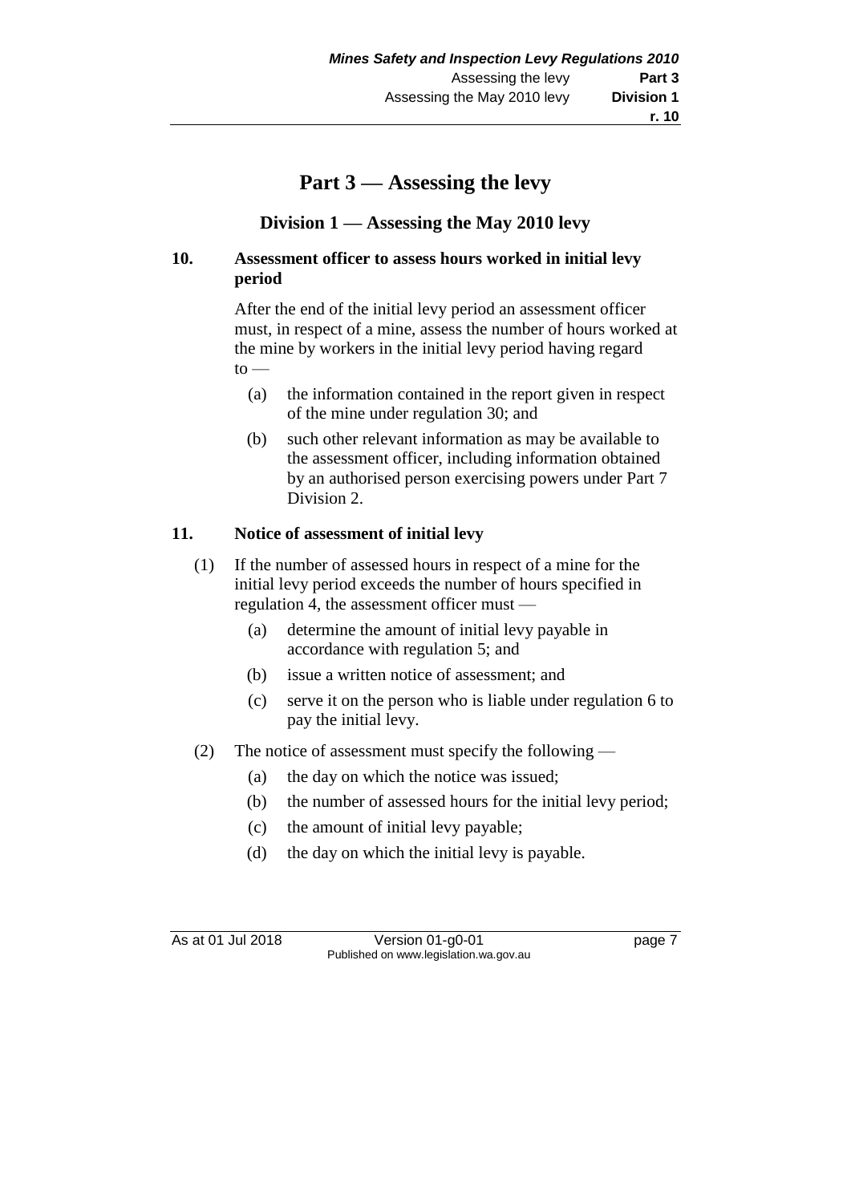# Part 3 — Assessing the levy

## Division 1 — Assessing the May 2010 levy

### 10. Assessment officer to assess hours worked in initial levy period

After the end of the initial levy period an assessment officer must, in respect of a mine, assess the number of hours worked at the mine by workers in the initial levy period having regard to —

- (a) the information contained in the report given in respect of the mine under regulation 30; and
- (b) such other relevant information as may be available to the assessment officer, including information obtained by an authorised person exercising powers under Part 7 Division 2.

### 11. Notice of assessment of initial levy

(1) If the number of assessed hours in respect of a mine for the initial levy period exceeds the number of hours specified in regulation 4, the assessment officer must —

- (a) determine the amount of initial levy payable in accordance with regulation 5; and
- (b) issue a written notice of assessment; and
- (c) serve it on the person who is liable under regulation 6 to pay the initial levy.

(2) The notice of assessment must specify the following —

- (a) the day on which the notice was issued;
- (b) the number of assessed hours for the initial levy period;
- (c) the amount of initial levy payable;
- (d) the day on which the initial levy is payable.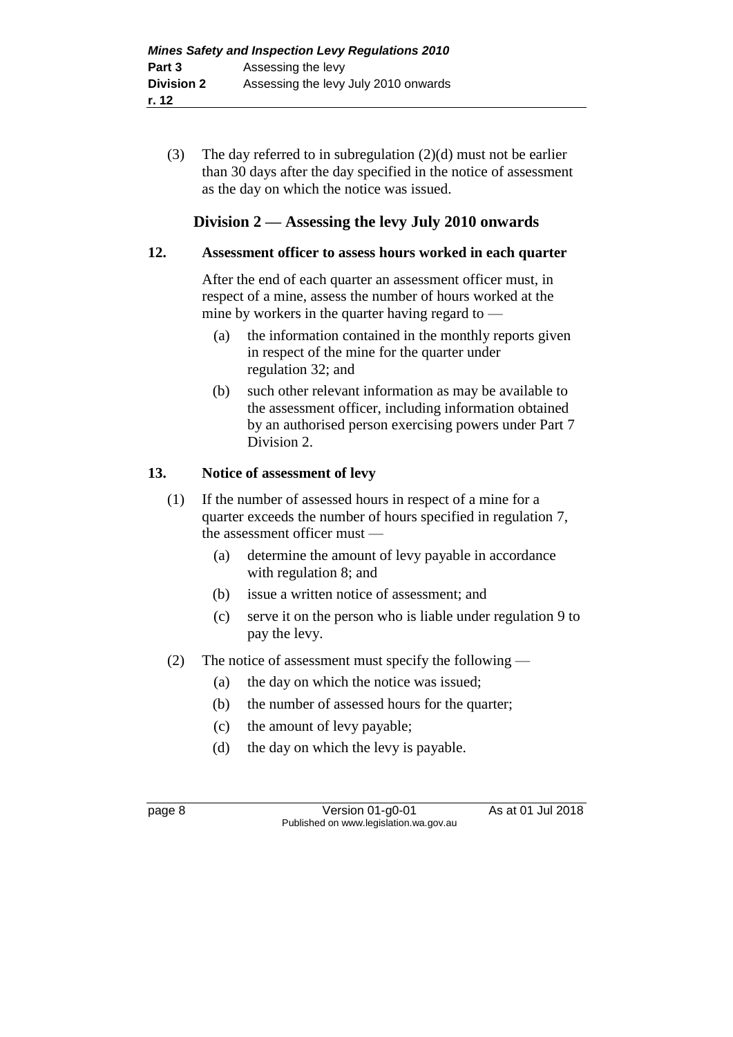(3) The day referred to in subregulation (2)(d) must not be earlier than 30 days after the day specified in the notice of assessment as the day on which the notice was issued.

## Division 2 — Assessing the levy July 2010 onwards

### 12. Assessment officer to assess hours worked in each quarter

After the end of each quarter an assessment officer must, in respect of a mine, assess the number of hours worked at the mine by workers in the quarter having regard to —

(a) the information contained in the monthly reports given in respect of the mine for the quarter under regulation 32; and

(b) such other relevant information as may be available to the assessment officer, including information obtained by an authorised person exercising powers under Part 7 Division 2.

### 13. Notice of assessment of levy

(1) If the number of assessed hours in respect of a mine for a quarter exceeds the number of hours specified in regulation 7, the assessment officer must —

(a) determine the amount of levy payable in accordance with regulation 8; and

(b) issue a written notice of assessment; and

(c) serve it on the person who is liable under regulation 9 to pay the levy.

(2) The notice of assessment must specify the following —

(a) the day on which the notice was issued;

(b) the number of assessed hours for the quarter;

(c) the amount of levy payable;

(d) the day on which the levy is payable.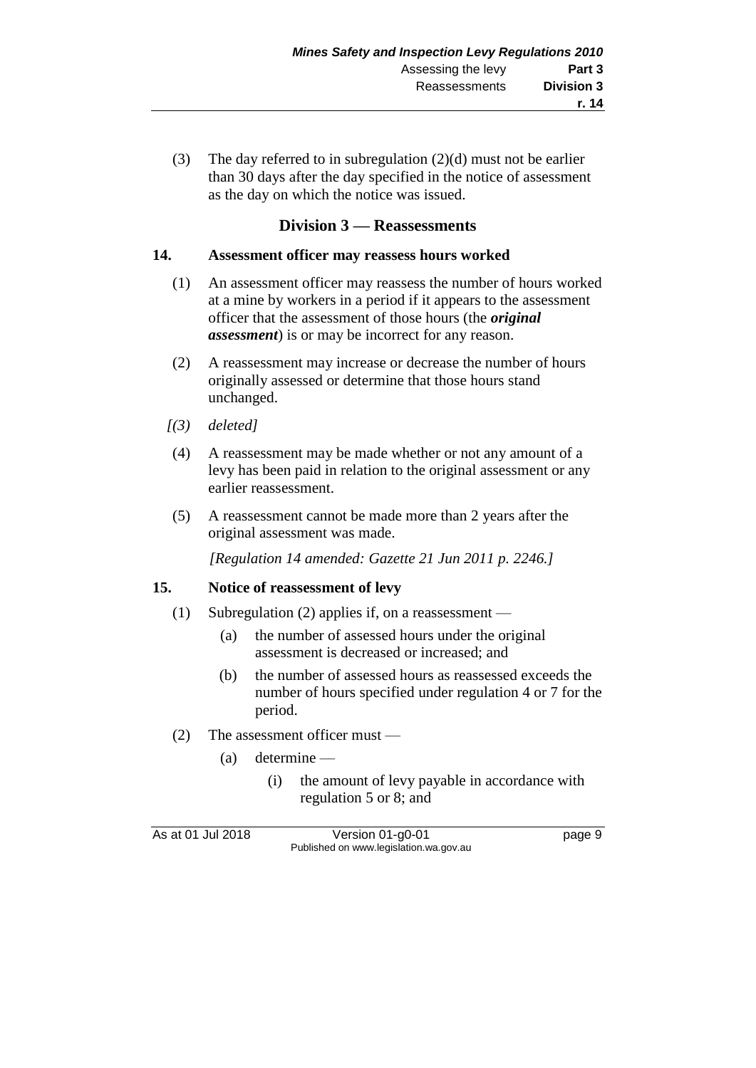(3) The day referred to in subregulation (2)(d) must not be earlier than 30 days after the day specified in the notice of assessment as the day on which the notice was issued.

## Division 3 — Reassessments

### 14. Assessment officer may reassess hours worked

(1) An assessment officer may reassess the number of hours worked at a mine by workers in a period if it appears to the assessment officer that the assessment of those hours (the ***original assessment***) is or may be incorrect for any reason.

(2) A reassessment may increase or decrease the number of hours originally assessed or determine that those hours stand unchanged.

*[(3) deleted]*

(4) A reassessment may be made whether or not any amount of a levy has been paid in relation to the original assessment or any earlier reassessment.

(5) A reassessment cannot be made more than 2 years after the original assessment was made.

*[Regulation 14 amended: Gazette 21 Jun 2011 p. 2246.]*

### 15. Notice of reassessment of levy

(1) Subregulation (2) applies if, on a reassessment —

- (a) the number of assessed hours under the original assessment is decreased or increased; and
- (b) the number of assessed hours as reassessed exceeds the number of hours specified under regulation 4 or 7 for the period.

(2) The assessment officer must —

- (a) determine —
  - (i) the amount of levy payable in accordance with regulation 5 or 8; and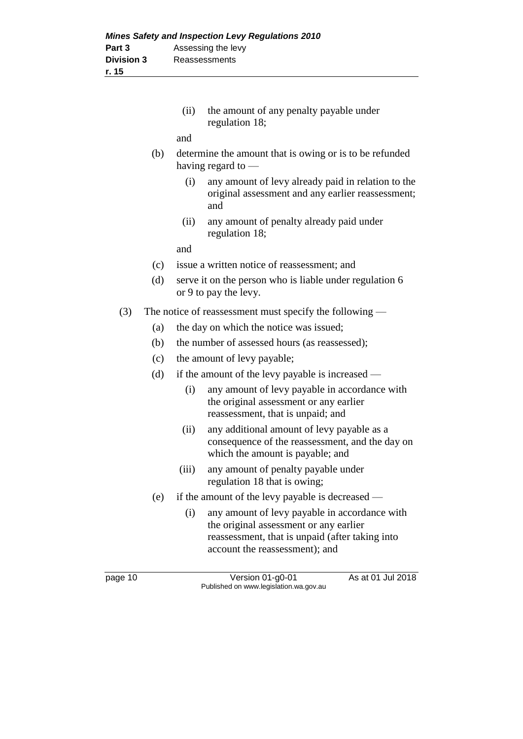(ii) the amount of any penalty payable under regulation 18;

and

(b) determine the amount that is owing or is to be refunded having regard to —

(i) any amount of levy already paid in relation to the original assessment and any earlier reassessment; and

(ii) any amount of penalty already paid under regulation 18;

and

(c) issue a written notice of reassessment; and

(d) serve it on the person who is liable under regulation 6 or 9 to pay the levy.

(3) The notice of reassessment must specify the following —

(a) the day on which the notice was issued;

(b) the number of assessed hours (as reassessed);

(c) the amount of levy payable;

(d) if the amount of the levy payable is increased —

(i) any amount of levy payable in accordance with the original assessment or any earlier reassessment, that is unpaid; and

(ii) any additional amount of levy payable as a consequence of the reassessment, and the day on which the amount is payable; and

(iii) any amount of penalty payable under regulation 18 that is owing;

(e) if the amount of the levy payable is decreased —

(i) any amount of levy payable in accordance with the original assessment or any earlier reassessment, that is unpaid (after taking into account the reassessment); and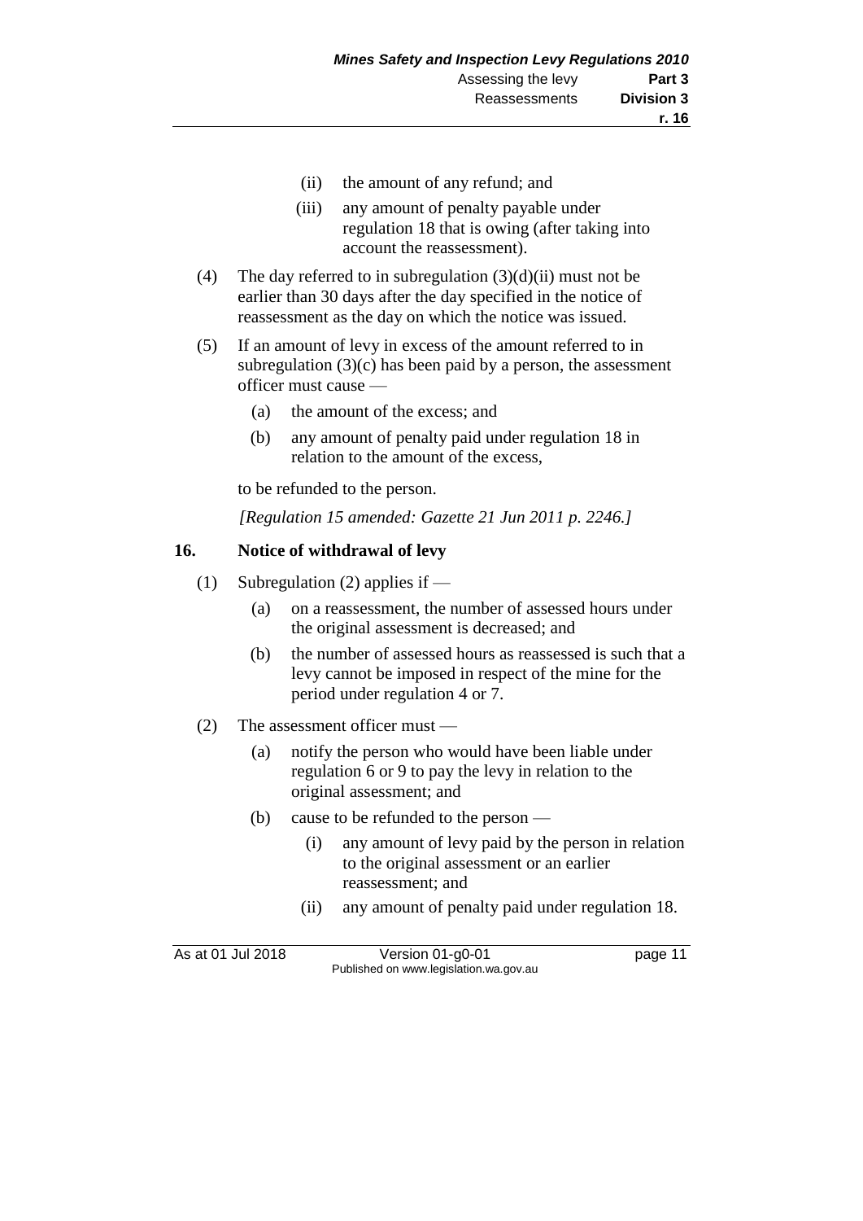(ii) the amount of any refund; and

(iii) any amount of penalty payable under regulation 18 that is owing (after taking into account the reassessment).

(4) The day referred to in subregulation (3)(d)(ii) must not be earlier than 30 days after the day specified in the notice of reassessment as the day on which the notice was issued.

(5) If an amount of levy in excess of the amount referred to in subregulation (3)(c) has been paid by a person, the assessment officer must cause —

(a) the amount of the excess; and

(b) any amount of penalty paid under regulation 18 in relation to the amount of the excess,

to be refunded to the person.

*[Regulation 15 amended: Gazette 21 Jun 2011 p. 2246.]*

## 16. Notice of withdrawal of levy

(1) Subregulation (2) applies if —

(a) on a reassessment, the number of assessed hours under the original assessment is decreased; and

(b) the number of assessed hours as reassessed is such that a levy cannot be imposed in respect of the mine for the period under regulation 4 or 7.

(2) The assessment officer must —

(a) notify the person who would have been liable under regulation 6 or 9 to pay the levy in relation to the original assessment; and

(b) cause to be refunded to the person —

(i) any amount of levy paid by the person in relation to the original assessment or an earlier reassessment; and

(ii) any amount of penalty paid under regulation 18.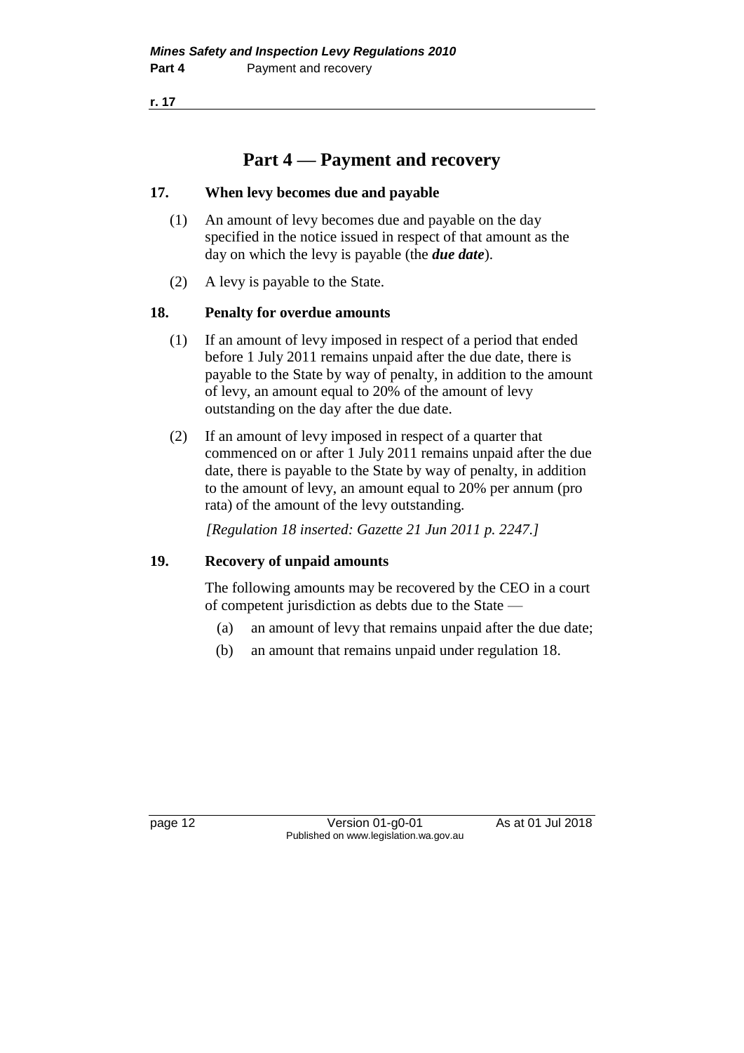# Part 4 — Payment and recovery

## 17. When levy becomes due and payable

(1) An amount of levy becomes due and payable on the day specified in the notice issued in respect of that amount as the day on which the levy is payable (the ***due date***).

(2) A levy is payable to the State.

## 18. Penalty for overdue amounts

(1) If an amount of levy imposed in respect of a period that ended before 1 July 2011 remains unpaid after the due date, there is payable to the State by way of penalty, in addition to the amount of levy, an amount equal to 20% of the amount of levy outstanding on the day after the due date.

(2) If an amount of levy imposed in respect of a quarter that commenced on or after 1 July 2011 remains unpaid after the due date, there is payable to the State by way of penalty, in addition to the amount of levy, an amount equal to 20% per annum (pro rata) of the amount of the levy outstanding.

*[Regulation 18 inserted: Gazette 21 Jun 2011 p. 2247.]*

## 19. Recovery of unpaid amounts

The following amounts may be recovered by the CEO in a court of competent jurisdiction as debts due to the State —

(a) an amount of levy that remains unpaid after the due date;

(b) an amount that remains unpaid under regulation 18.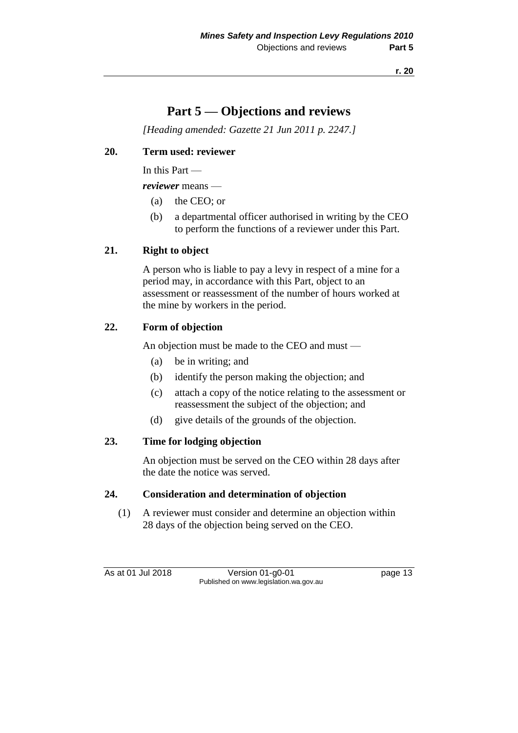# Part 5 — Objections and reviews

*[Heading amended: Gazette 21 Jun 2011 p. 2247.]*

**20. Term used: reviewer**

In this Part —

***reviewer*** means —

(a) the CEO; or

(b) a departmental officer authorised in writing by the CEO to perform the functions of a reviewer under this Part.

**21. Right to object**

A person who is liable to pay a levy in respect of a mine for a period may, in accordance with this Part, object to an assessment or reassessment of the number of hours worked at the mine by workers in the period.

**22. Form of objection**

An objection must be made to the CEO and must —

(a) be in writing; and

(b) identify the person making the objection; and

(c) attach a copy of the notice relating to the assessment or reassessment the subject of the objection; and

(d) give details of the grounds of the objection.

**23. Time for lodging objection**

An objection must be served on the CEO within 28 days after the date the notice was served.

**24. Consideration and determination of objection**

(1) A reviewer must consider and determine an objection within 28 days of the objection being served on the CEO.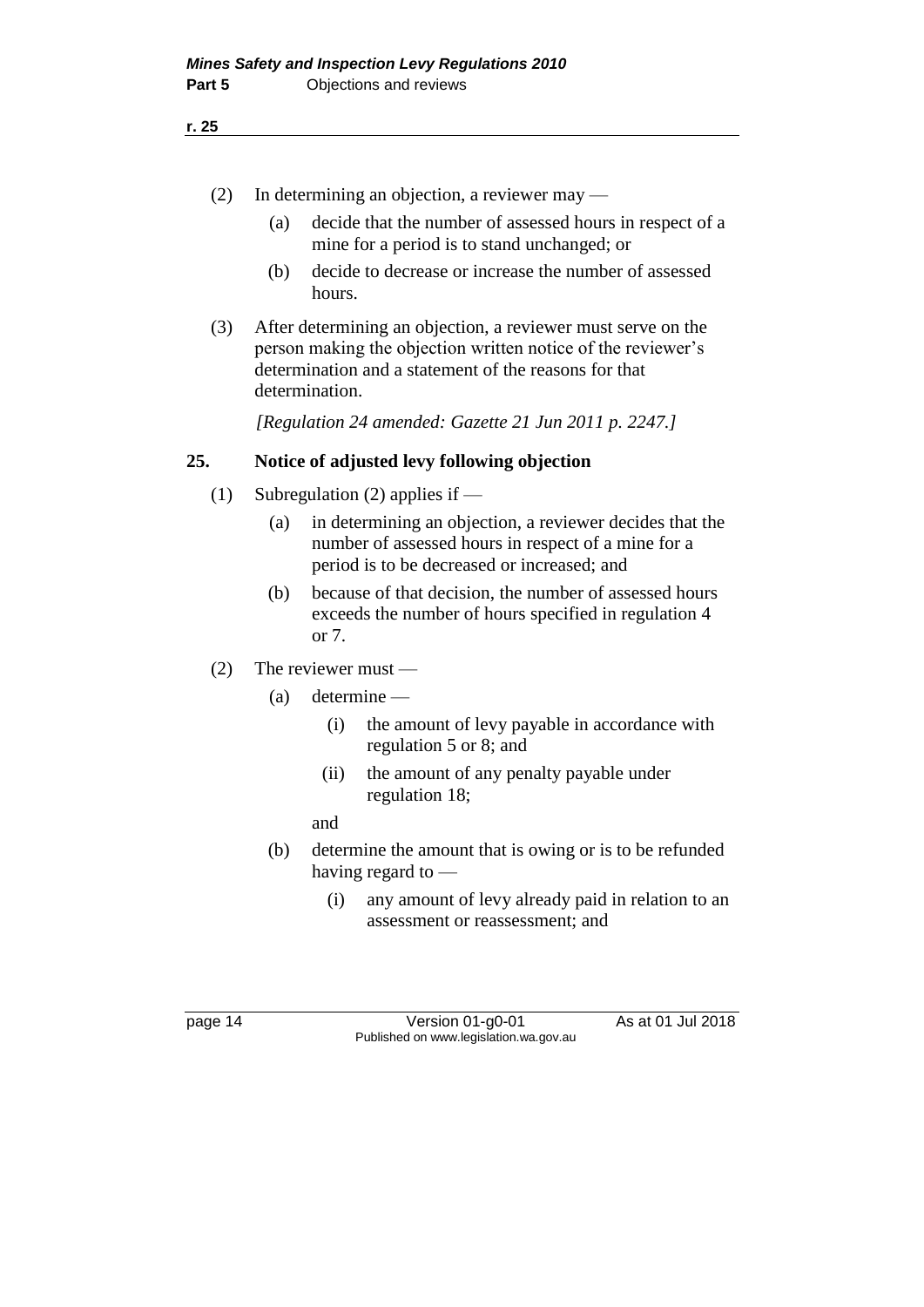(2) In determining an objection, a reviewer may —

  (a) decide that the number of assessed hours in respect of a mine for a period is to stand unchanged; or

  (b) decide to decrease or increase the number of assessed hours.

(3) After determining an objection, a reviewer must serve on the person making the objection written notice of the reviewer's determination and a statement of the reasons for that determination.

*[Regulation 24 amended: Gazette 21 Jun 2011 p. 2247.]*

## 25. Notice of adjusted levy following objection

(1) Subregulation (2) applies if —

  (a) in determining an objection, a reviewer decides that the number of assessed hours in respect of a mine for a period is to be decreased or increased; and

  (b) because of that decision, the number of assessed hours exceeds the number of hours specified in regulation 4 or 7.

(2) The reviewer must —

  (a) determine —

    (i) the amount of levy payable in accordance with regulation 5 or 8; and

    (ii) the amount of any penalty payable under regulation 18;

  and

  (b) determine the amount that is owing or is to be refunded having regard to —

    (i) any amount of levy already paid in relation to an assessment or reassessment; and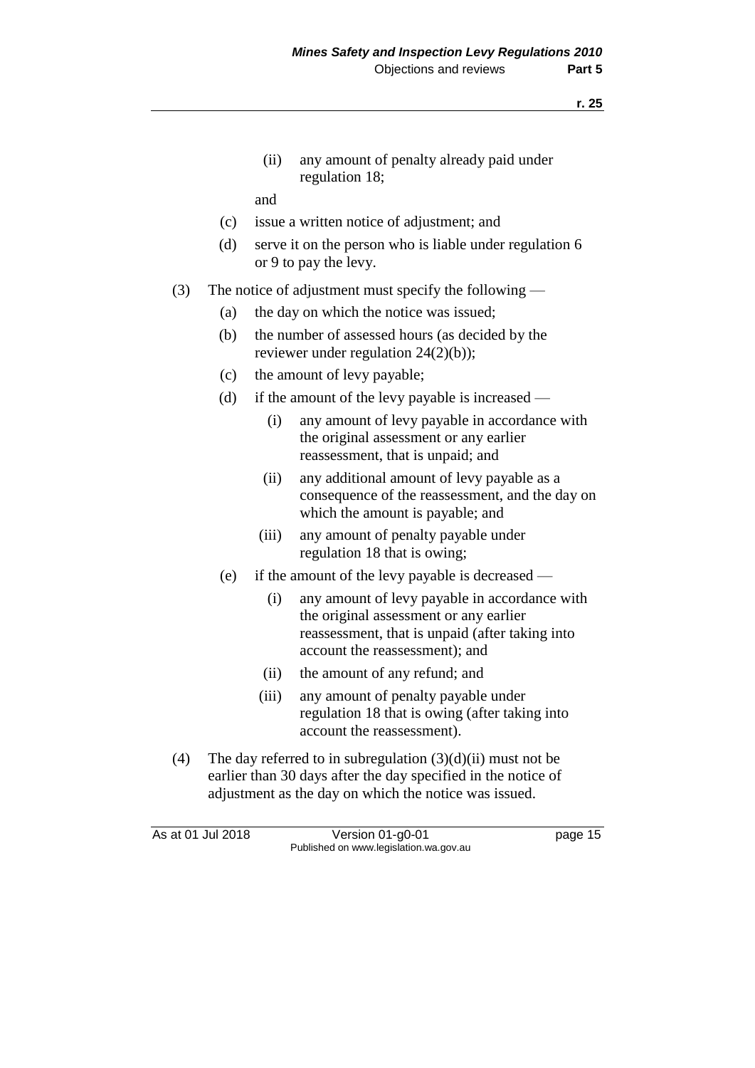(ii) any amount of penalty already paid under regulation 18;

and

(c) issue a written notice of adjustment; and

(d) serve it on the person who is liable under regulation 6 or 9 to pay the levy.

(3) The notice of adjustment must specify the following —

(a) the day on which the notice was issued;

(b) the number of assessed hours (as decided by the reviewer under regulation 24(2)(b));

(c) the amount of levy payable;

(d) if the amount of the levy payable is increased —

(i) any amount of levy payable in accordance with the original assessment or any earlier reassessment, that is unpaid; and

(ii) any additional amount of levy payable as a consequence of the reassessment, and the day on which the amount is payable; and

(iii) any amount of penalty payable under regulation 18 that is owing;

(e) if the amount of the levy payable is decreased —

(i) any amount of levy payable in accordance with the original assessment or any earlier reassessment, that is unpaid (after taking into account the reassessment); and

(ii) the amount of any refund; and

(iii) any amount of penalty payable under regulation 18 that is owing (after taking into account the reassessment).

(4) The day referred to in subregulation (3)(d)(ii) must not be earlier than 30 days after the day specified in the notice of adjustment as the day on which the notice was issued.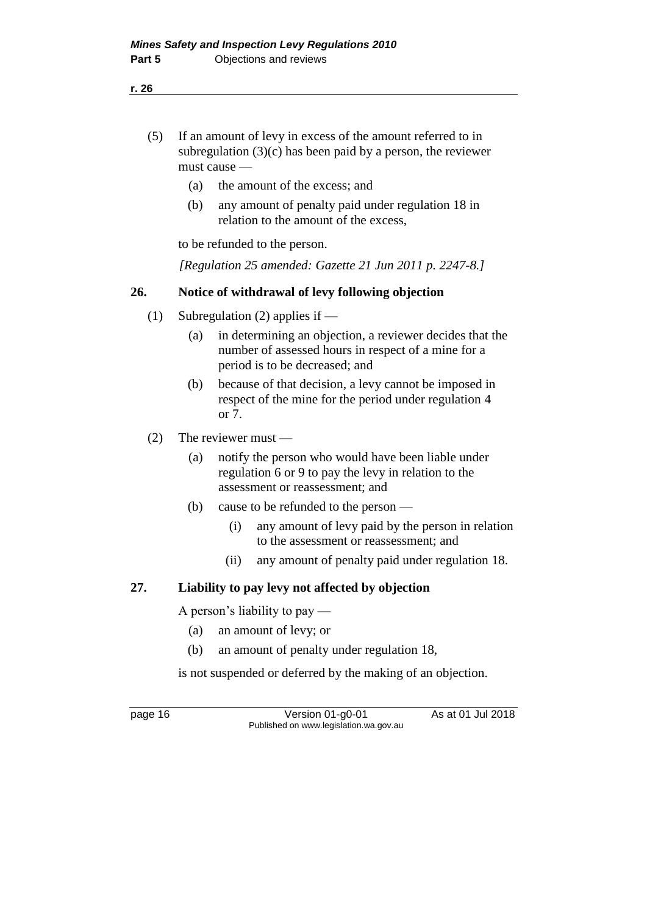(5) If an amount of levy in excess of the amount referred to in subregulation (3)(c) has been paid by a person, the reviewer must cause —

(a) the amount of the excess; and

(b) any amount of penalty paid under regulation 18 in relation to the amount of the excess,

to be refunded to the person.

*[Regulation 25 amended: Gazette 21 Jun 2011 p. 2247-8.]*

## 26. Notice of withdrawal of levy following objection

(1) Subregulation (2) applies if —

(a) in determining an objection, a reviewer decides that the number of assessed hours in respect of a mine for a period is to be decreased; and

(b) because of that decision, a levy cannot be imposed in respect of the mine for the period under regulation 4 or 7.

(2) The reviewer must —

(a) notify the person who would have been liable under regulation 6 or 9 to pay the levy in relation to the assessment or reassessment; and

(b) cause to be refunded to the person —

(i) any amount of levy paid by the person in relation to the assessment or reassessment; and

(ii) any amount of penalty paid under regulation 18.

## 27. Liability to pay levy not affected by objection

A person's liability to pay —

(a) an amount of levy; or

(b) an amount of penalty under regulation 18,

is not suspended or deferred by the making of an objection.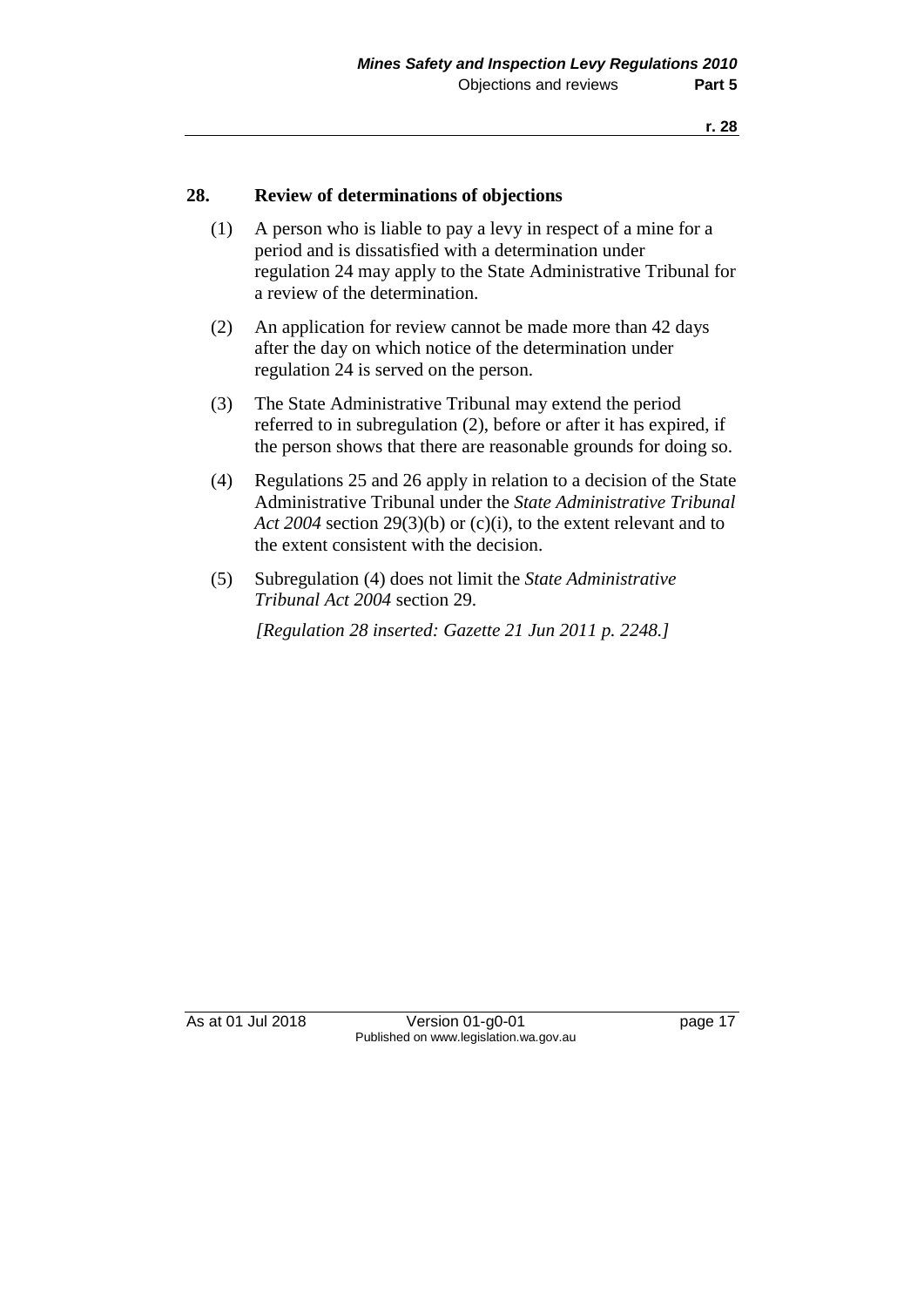## 28. Review of determinations of objections

(1) A person who is liable to pay a levy in respect of a mine for a period and is dissatisfied with a determination under regulation 24 may apply to the State Administrative Tribunal for a review of the determination.

(2) An application for review cannot be made more than 42 days after the day on which notice of the determination under regulation 24 is served on the person.

(3) The State Administrative Tribunal may extend the period referred to in subregulation (2), before or after it has expired, if the person shows that there are reasonable grounds for doing so.

(4) Regulations 25 and 26 apply in relation to a decision of the State Administrative Tribunal under the *State Administrative Tribunal Act 2004* section 29(3)(b) or (c)(i), to the extent relevant and to the extent consistent with the decision.

(5) Subregulation (4) does not limit the *State Administrative Tribunal Act 2004* section 29.

*[Regulation 28 inserted: Gazette 21 Jun 2011 p. 2248.]*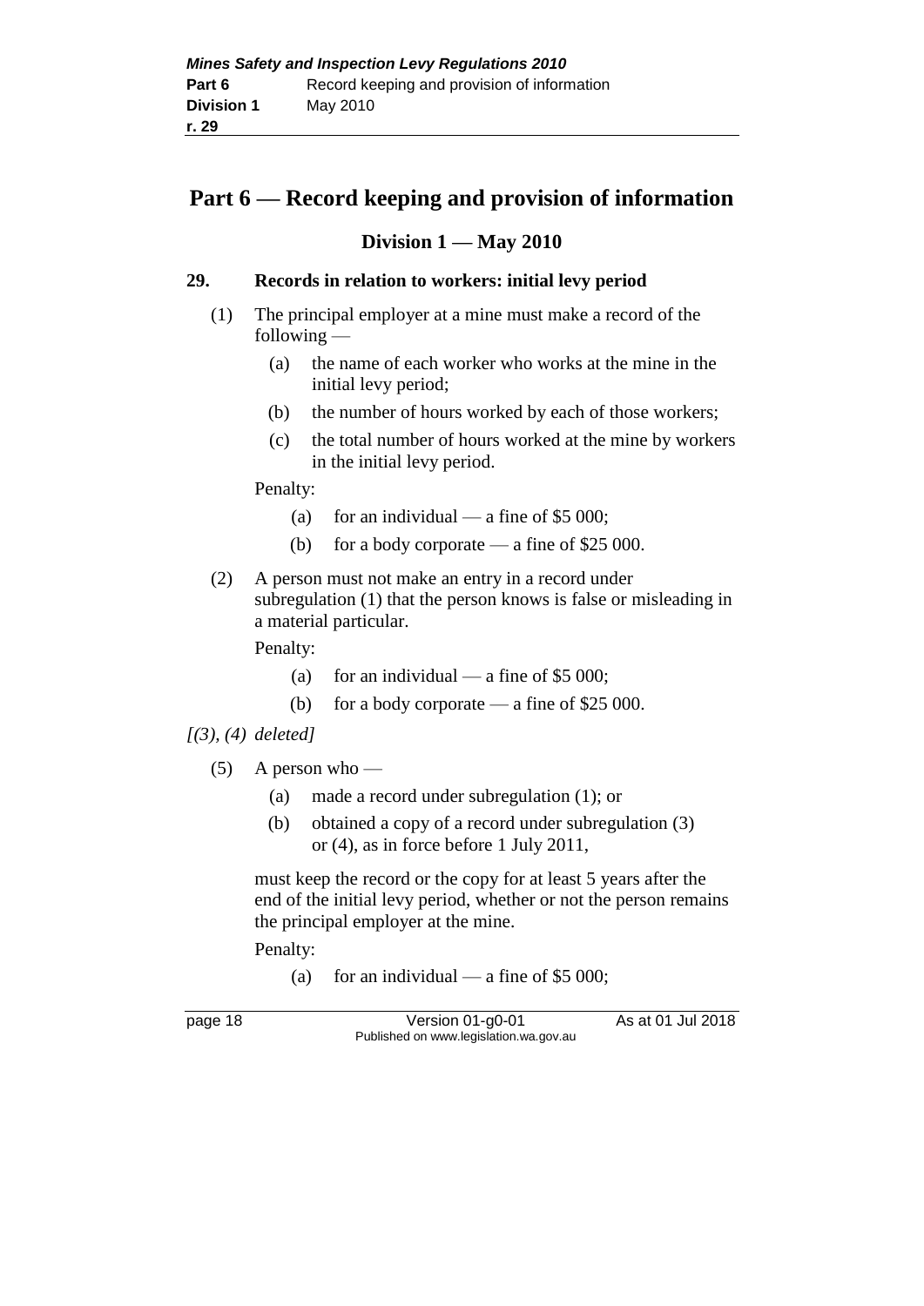# Part 6 — Record keeping and provision of information

## Division 1 — May 2010

### 29. Records in relation to workers: initial levy period

(1) The principal employer at a mine must make a record of the following —

- (a) the name of each worker who works at the mine in the initial levy period;
- (b) the number of hours worked by each of those workers;
- (c) the total number of hours worked at the mine by workers in the initial levy period.

Penalty:

- (a) for an individual — a fine of $5 000;
- (b) for a body corporate — a fine of $25 000.

(2) A person must not make an entry in a record under subregulation (1) that the person knows is false or misleading in a material particular.

Penalty:

- (a) for an individual — a fine of $5 000;
- (b) for a body corporate — a fine of $25 000.

*[(3), (4) deleted]*

(5) A person who —

- (a) made a record under subregulation (1); or
- (b) obtained a copy of a record under subregulation (3) or (4), as in force before 1 July 2011,

must keep the record or the copy for at least 5 years after the end of the initial levy period, whether or not the person remains the principal employer at the mine.

Penalty:

- (a) for an individual — a fine of $5 000;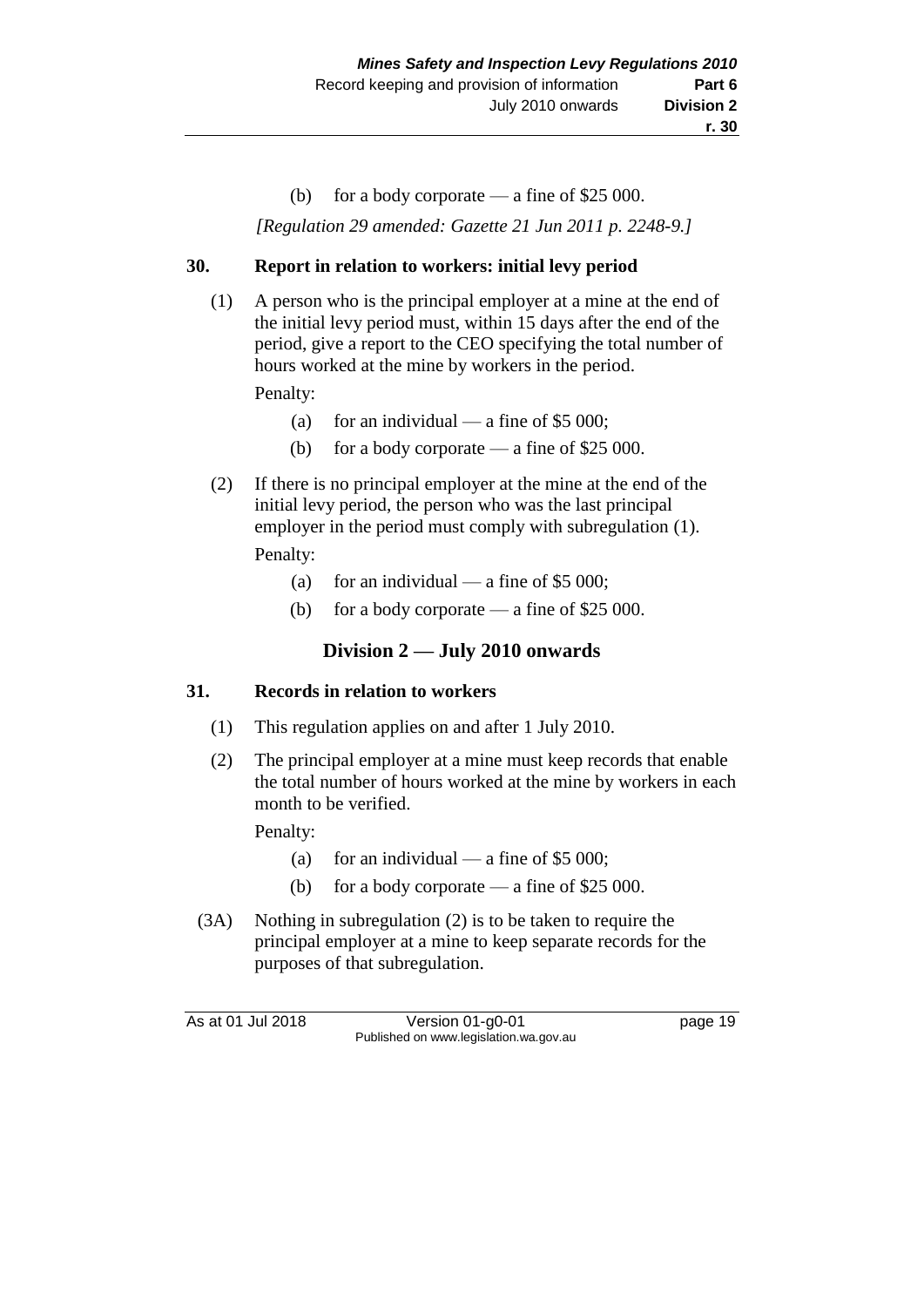(b) for a body corporate — a fine of $25 000.

*[Regulation 29 amended: Gazette 21 Jun 2011 p. 2248-9.]*

## 30. Report in relation to workers: initial levy period

(1) A person who is the principal employer at a mine at the end of the initial levy period must, within 15 days after the end of the period, give a report to the CEO specifying the total number of hours worked at the mine by workers in the period.

Penalty:

(a) for an individual — a fine of $5 000;

(b) for a body corporate — a fine of $25 000.

(2) If there is no principal employer at the mine at the end of the initial levy period, the person who was the last principal employer in the period must comply with subregulation (1).

Penalty:

(a) for an individual — a fine of $5 000;

(b) for a body corporate — a fine of $25 000.

# Division 2 — July 2010 onwards

## 31. Records in relation to workers

(1) This regulation applies on and after 1 July 2010.

(2) The principal employer at a mine must keep records that enable the total number of hours worked at the mine by workers in each month to be verified.

Penalty:

(a) for an individual — a fine of $5 000;

(b) for a body corporate — a fine of $25 000.

(3A) Nothing in subregulation (2) is to be taken to require the principal employer at a mine to keep separate records for the purposes of that subregulation.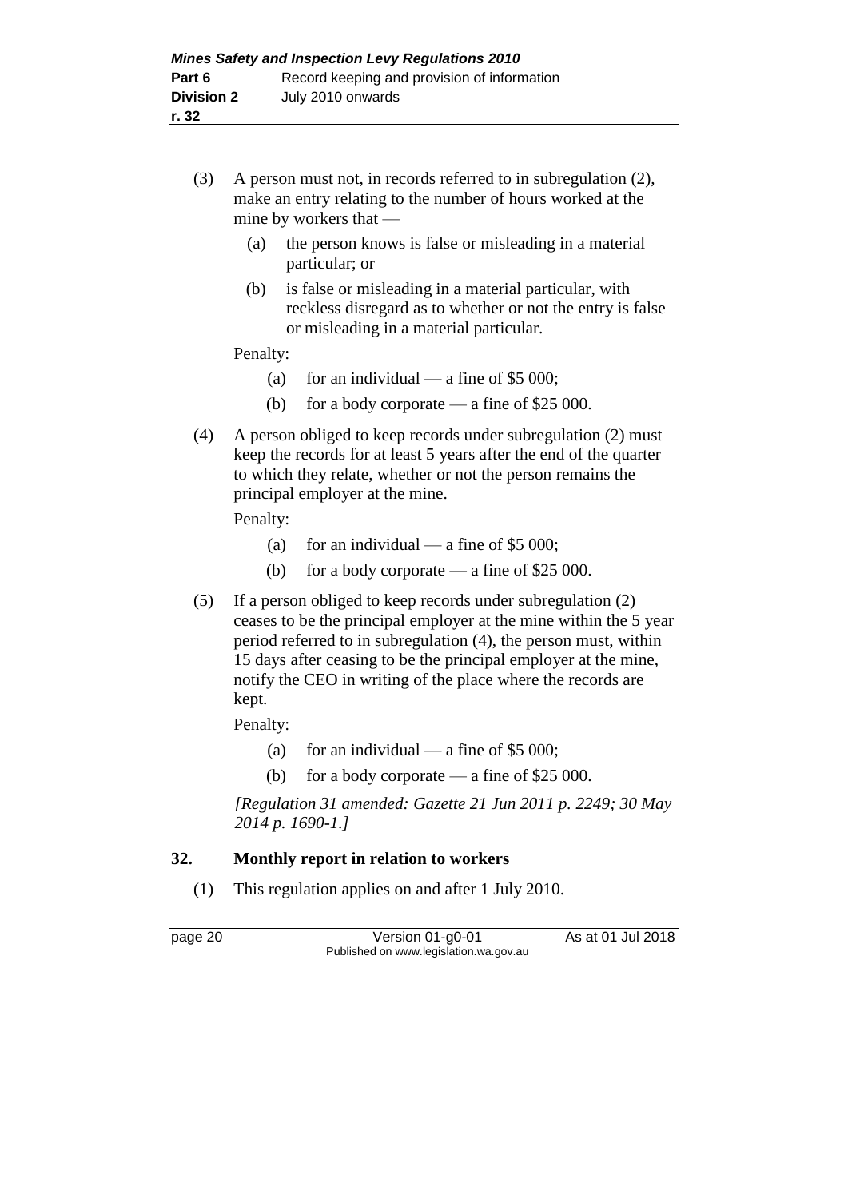(3) A person must not, in records referred to in subregulation (2), make an entry relating to the number of hours worked at the mine by workers that —

(a) the person knows is false or misleading in a material particular; or

(b) is false or misleading in a material particular, with reckless disregard as to whether or not the entry is false or misleading in a material particular.

Penalty:

(a) for an individual — a fine of $5 000;

(b) for a body corporate — a fine of $25 000.

(4) A person obliged to keep records under subregulation (2) must keep the records for at least 5 years after the end of the quarter to which they relate, whether or not the person remains the principal employer at the mine.

Penalty:

(a) for an individual — a fine of $5 000;

(b) for a body corporate — a fine of $25 000.

(5) If a person obliged to keep records under subregulation (2) ceases to be the principal employer at the mine within the 5 year period referred to in subregulation (4), the person must, within 15 days after ceasing to be the principal employer at the mine, notify the CEO in writing of the place where the records are kept.

Penalty:

(a) for an individual — a fine of $5 000;

(b) for a body corporate — a fine of $25 000.

*[Regulation 31 amended: Gazette 21 Jun 2011 p. 2249; 30 May 2014 p. 1690-1.]*

## 32. Monthly report in relation to workers

(1) This regulation applies on and after 1 July 2010.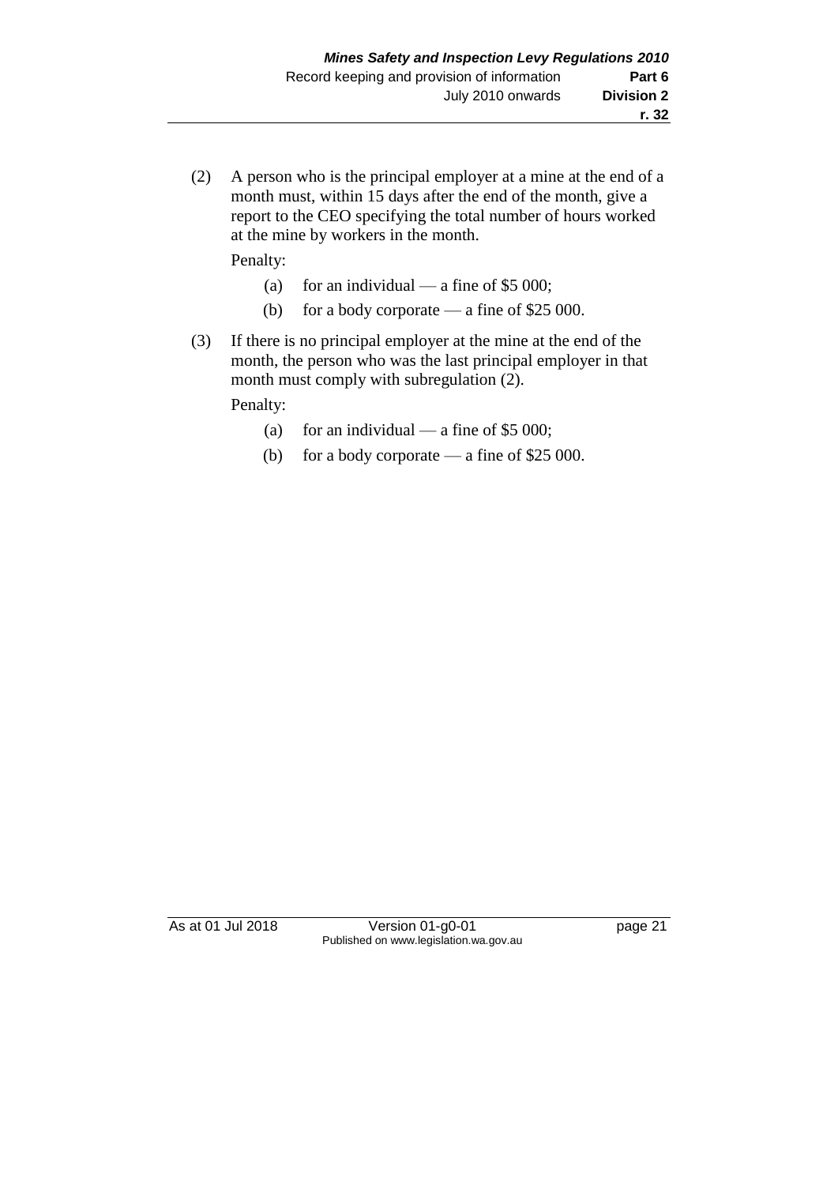(2) A person who is the principal employer at a mine at the end of a month must, within 15 days after the end of the month, give a report to the CEO specifying the total number of hours worked at the mine by workers in the month.

Penalty:

(a) for an individual — a fine of $5 000;

(b) for a body corporate — a fine of $25 000.

(3) If there is no principal employer at the mine at the end of the month, the person who was the last principal employer in that month must comply with subregulation (2).

Penalty:

(a) for an individual — a fine of $5 000;

(b) for a body corporate — a fine of $25 000.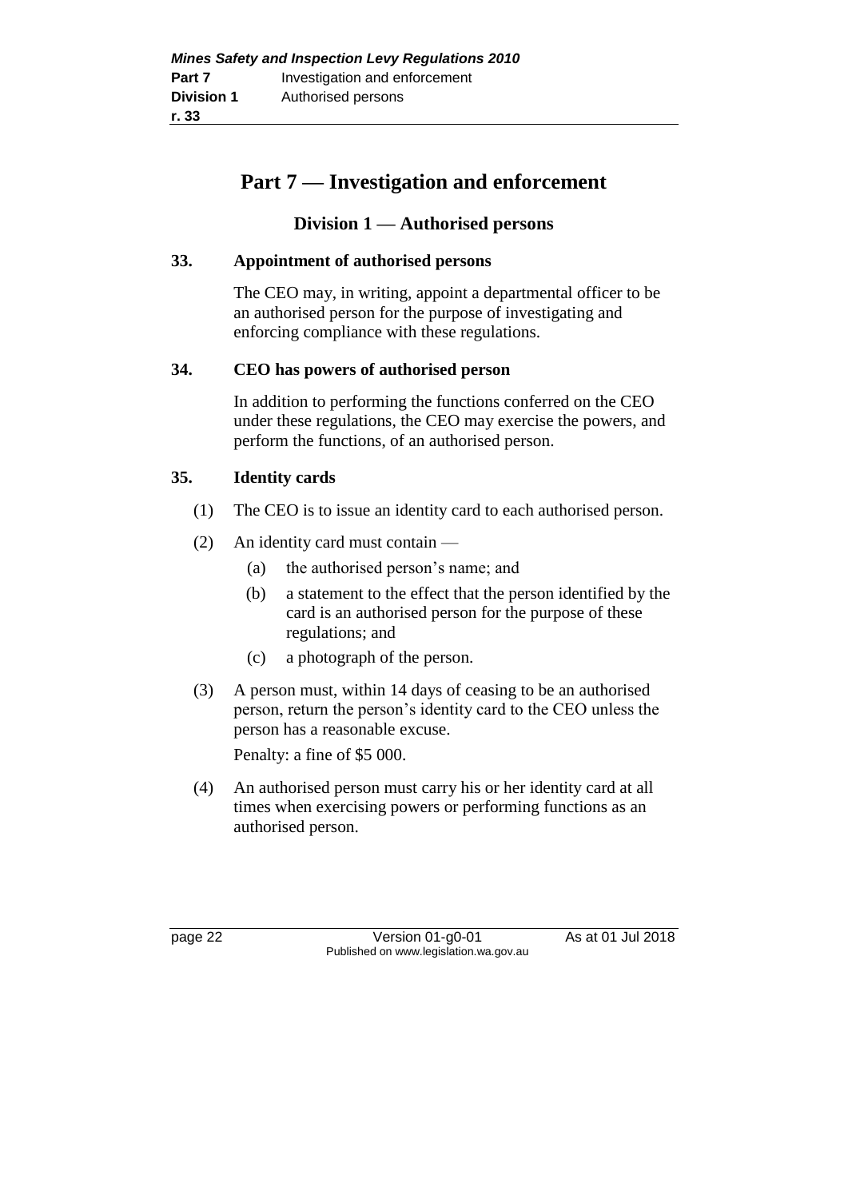# Part 7 — Investigation and enforcement

## Division 1 — Authorised persons

### 33. Appointment of authorised persons

The CEO may, in writing, appoint a departmental officer to be an authorised person for the purpose of investigating and enforcing compliance with these regulations.

### 34. CEO has powers of authorised person

In addition to performing the functions conferred on the CEO under these regulations, the CEO may exercise the powers, and perform the functions, of an authorised person.

### 35. Identity cards

(1) The CEO is to issue an identity card to each authorised person.

(2) An identity card must contain —

  (a) the authorised person's name; and

  (b) a statement to the effect that the person identified by the card is an authorised person for the purpose of these regulations; and

  (c) a photograph of the person.

(3) A person must, within 14 days of ceasing to be an authorised person, return the person's identity card to the CEO unless the person has a reasonable excuse.

Penalty: a fine of $5 000.

(4) An authorised person must carry his or her identity card at all times when exercising powers or performing functions as an authorised person.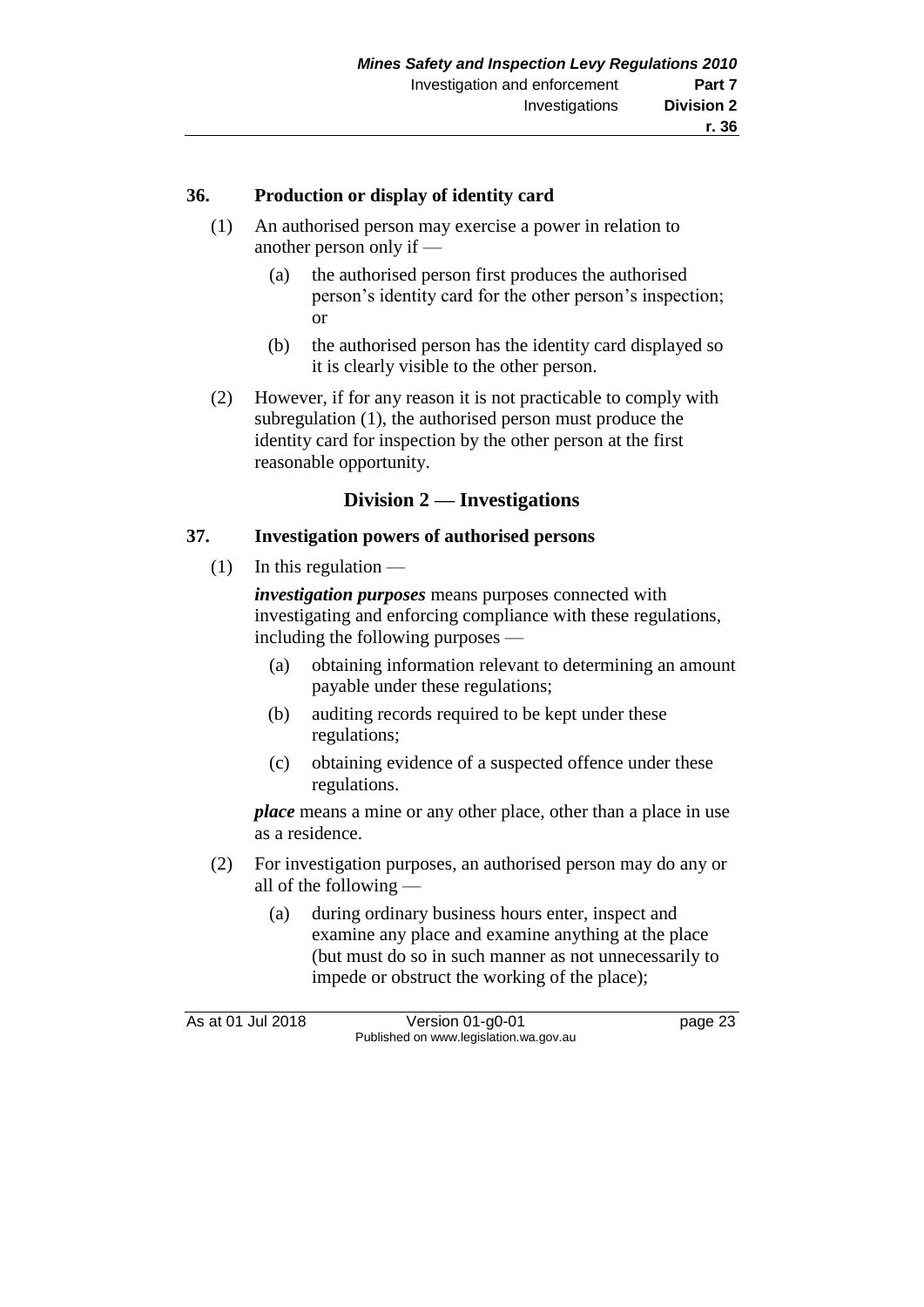### 36. Production or display of identity card

(1) An authorised person may exercise a power in relation to another person only if —

(a) the authorised person first produces the authorised person's identity card for the other person's inspection; or

(b) the authorised person has the identity card displayed so it is clearly visible to the other person.

(2) However, if for any reason it is not practicable to comply with subregulation (1), the authorised person must produce the identity card for inspection by the other person at the first reasonable opportunity.

## Division 2 — Investigations

### 37. Investigation powers of authorised persons

(1) In this regulation —

***investigation purposes*** means purposes connected with investigating and enforcing compliance with these regulations, including the following purposes —

(a) obtaining information relevant to determining an amount payable under these regulations;

(b) auditing records required to be kept under these regulations;

(c) obtaining evidence of a suspected offence under these regulations.

***place*** means a mine or any other place, other than a place in use as a residence.

(2) For investigation purposes, an authorised person may do any or all of the following —

(a) during ordinary business hours enter, inspect and examine any place and examine anything at the place (but must do so in such manner as not unnecessarily to impede or obstruct the working of the place);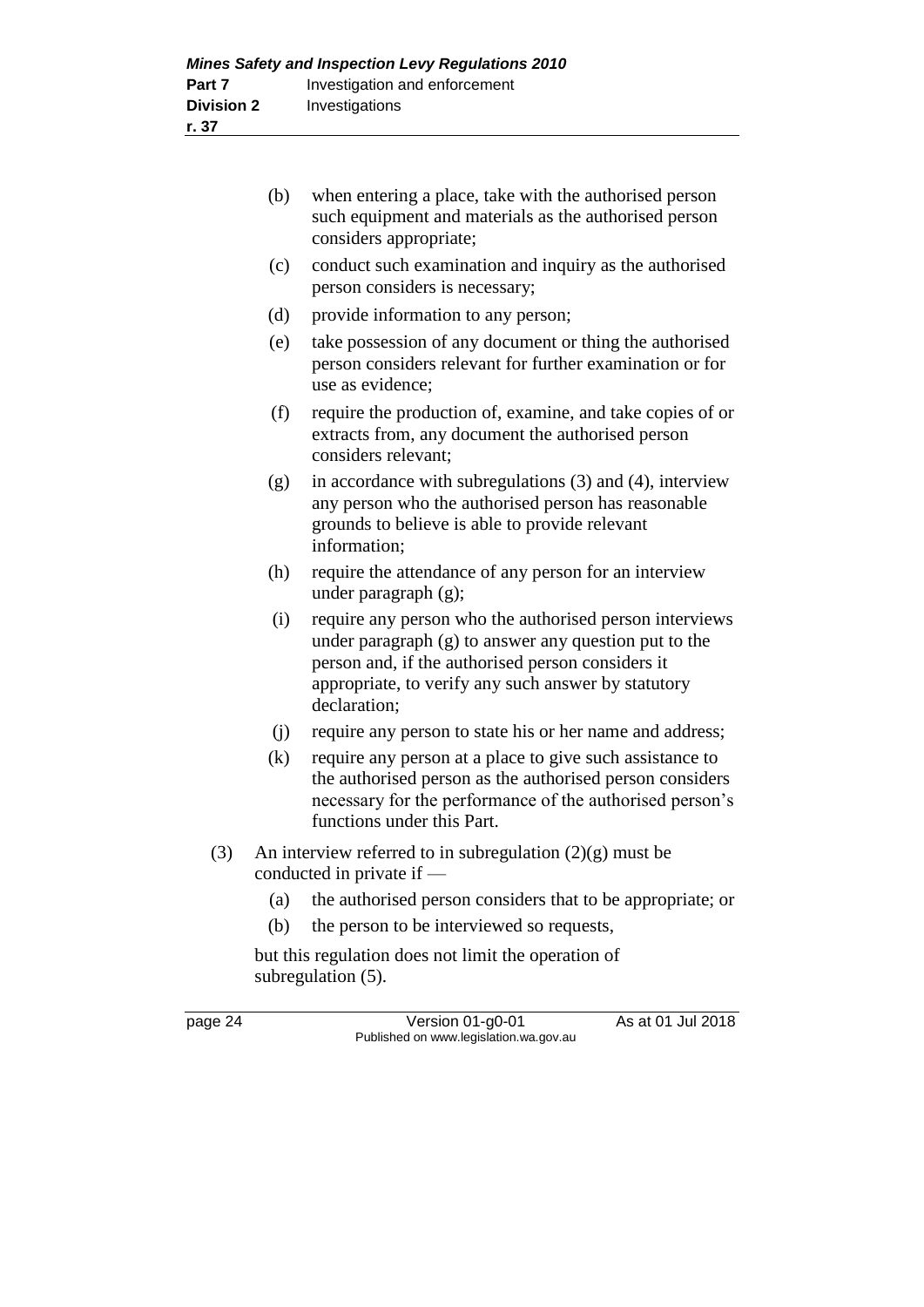- (b) when entering a place, take with the authorised person such equipment and materials as the authorised person considers appropriate;
- (c) conduct such examination and inquiry as the authorised person considers is necessary;
- (d) provide information to any person;
- (e) take possession of any document or thing the authorised person considers relevant for further examination or for use as evidence;
- (f) require the production of, examine, and take copies of or extracts from, any document the authorised person considers relevant;
- (g) in accordance with subregulations (3) and (4), interview any person who the authorised person has reasonable grounds to believe is able to provide relevant information;
- (h) require the attendance of any person for an interview under paragraph (g);
- (i) require any person who the authorised person interviews under paragraph (g) to answer any question put to the person and, if the authorised person considers it appropriate, to verify any such answer by statutory declaration;
- (j) require any person to state his or her name and address;
- (k) require any person at a place to give such assistance to the authorised person as the authorised person considers necessary for the performance of the authorised person's functions under this Part.

(3) An interview referred to in subregulation (2)(g) must be conducted in private if —

- (a) the authorised person considers that to be appropriate; or
- (b) the person to be interviewed so requests,

but this regulation does not limit the operation of subregulation (5).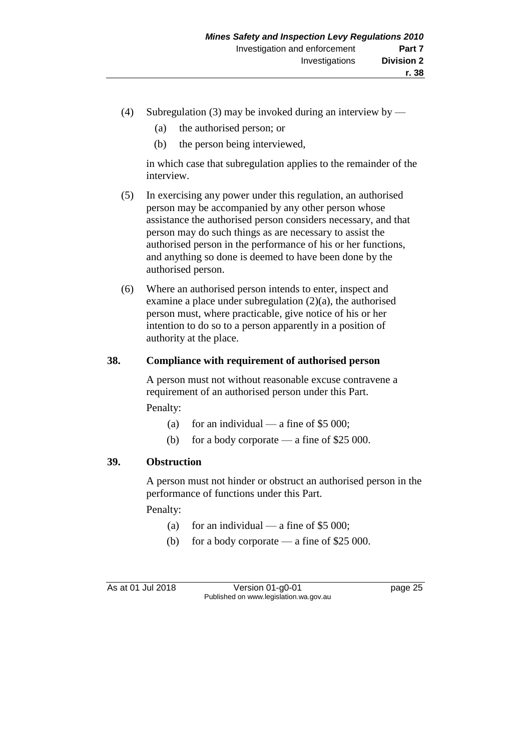(4) Subregulation (3) may be invoked during an interview by —

(a) the authorised person; or

(b) the person being interviewed,

in which case that subregulation applies to the remainder of the interview.

(5) In exercising any power under this regulation, an authorised person may be accompanied by any other person whose assistance the authorised person considers necessary, and that person may do such things as are necessary to assist the authorised person in the performance of his or her functions, and anything so done is deemed to have been done by the authorised person.

(6) Where an authorised person intends to enter, inspect and examine a place under subregulation (2)(a), the authorised person must, where practicable, give notice of his or her intention to do so to a person apparently in a position of authority at the place.

### 38. Compliance with requirement of authorised person

A person must not without reasonable excuse contravene a requirement of an authorised person under this Part.

Penalty:

(a) for an individual — a fine of $5 000;

(b) for a body corporate — a fine of $25 000.

### 39. Obstruction

A person must not hinder or obstruct an authorised person in the performance of functions under this Part.

Penalty:

(a) for an individual — a fine of $5 000;

(b) for a body corporate — a fine of $25 000.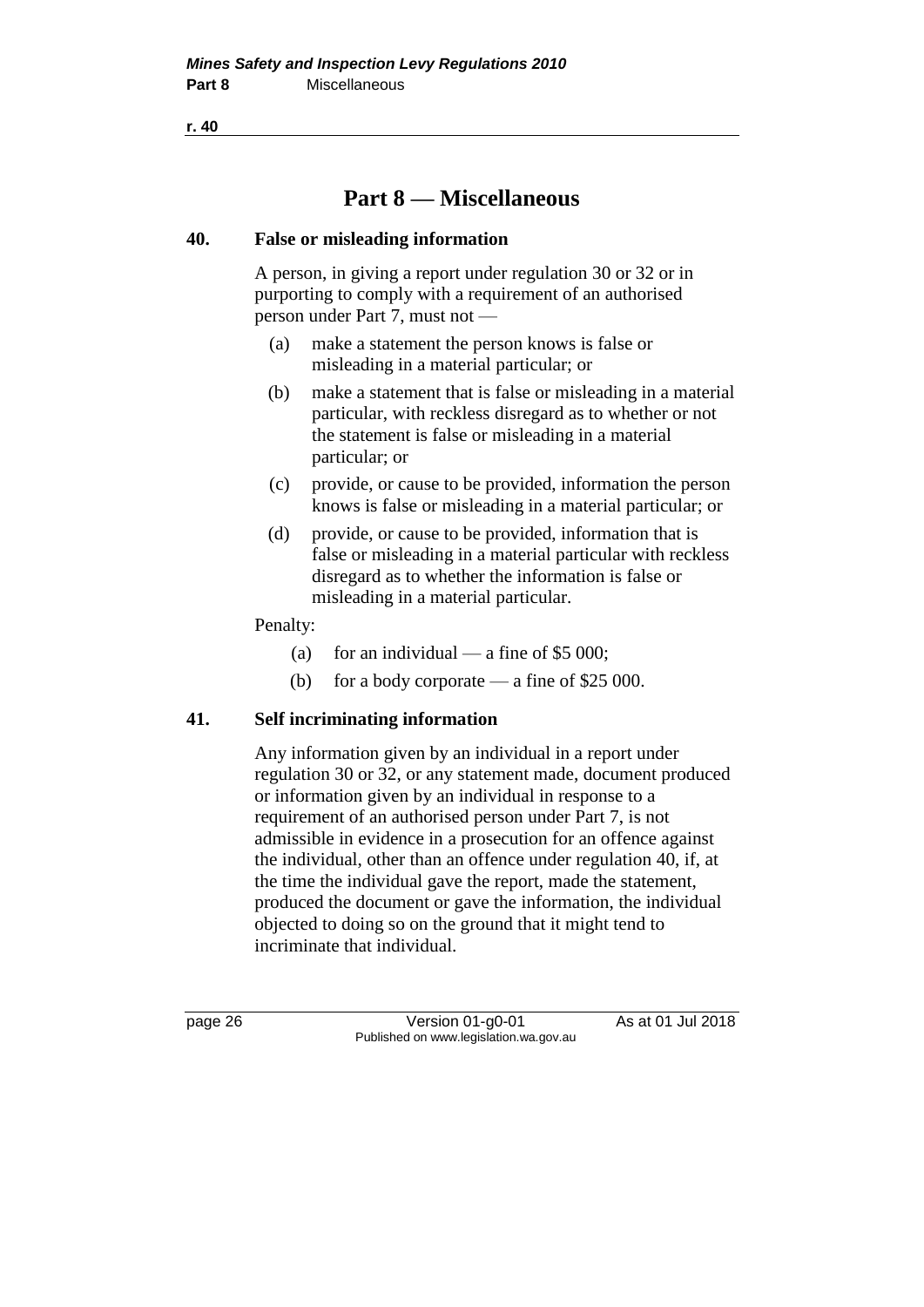## Part 8 — Miscellaneous

### 40. False or misleading information

A person, in giving a report under regulation 30 or 32 or in purporting to comply with a requirement of an authorised person under Part 7, must not —

(a) make a statement the person knows is false or misleading in a material particular; or

(b) make a statement that is false or misleading in a material particular, with reckless disregard as to whether or not the statement is false or misleading in a material particular; or

(c) provide, or cause to be provided, information the person knows is false or misleading in a material particular; or

(d) provide, or cause to be provided, information that is false or misleading in a material particular with reckless disregard as to whether the information is false or misleading in a material particular.

Penalty:

(a) for an individual — a fine of $5 000;

(b) for a body corporate — a fine of $25 000.

### 41. Self incriminating information

Any information given by an individual in a report under regulation 30 or 32, or any statement made, document produced or information given by an individual in response to a requirement of an authorised person under Part 7, is not admissible in evidence in a prosecution for an offence against the individual, other than an offence under regulation 40, if, at the time the individual gave the report, made the statement, produced the document or gave the information, the individual objected to doing so on the ground that it might tend to incriminate that individual.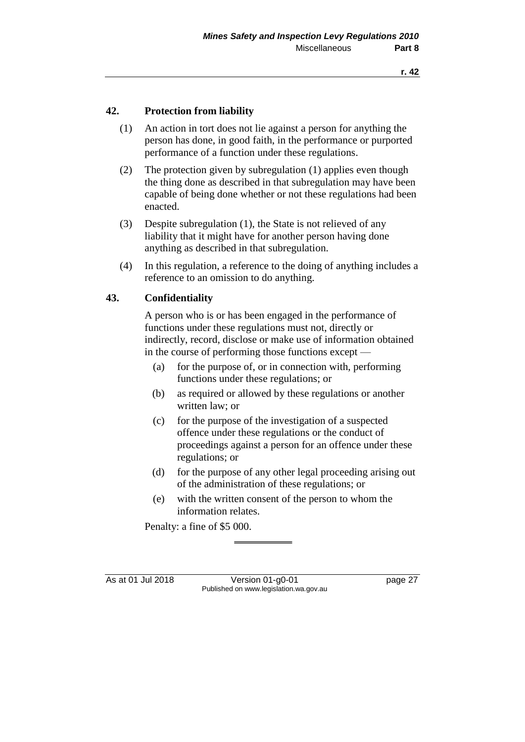## 42. Protection from liability

(1) An action in tort does not lie against a person for anything the person has done, in good faith, in the performance or purported performance of a function under these regulations.

(2) The protection given by subregulation (1) applies even though the thing done as described in that subregulation may have been capable of being done whether or not these regulations had been enacted.

(3) Despite subregulation (1), the State is not relieved of any liability that it might have for another person having done anything as described in that subregulation.

(4) In this regulation, a reference to the doing of anything includes a reference to an omission to do anything.

## 43. Confidentiality

A person who is or has been engaged in the performance of functions under these regulations must not, directly or indirectly, record, disclose or make use of information obtained in the course of performing those functions except —

(a) for the purpose of, or in connection with, performing functions under these regulations; or

(b) as required or allowed by these regulations or another written law; or

(c) for the purpose of the investigation of a suspected offence under these regulations or the conduct of proceedings against a person for an offence under these regulations; or

(d) for the purpose of any other legal proceeding arising out of the administration of these regulations; or

(e) with the written consent of the person to whom the information relates.

Penalty: a fine of $5 000.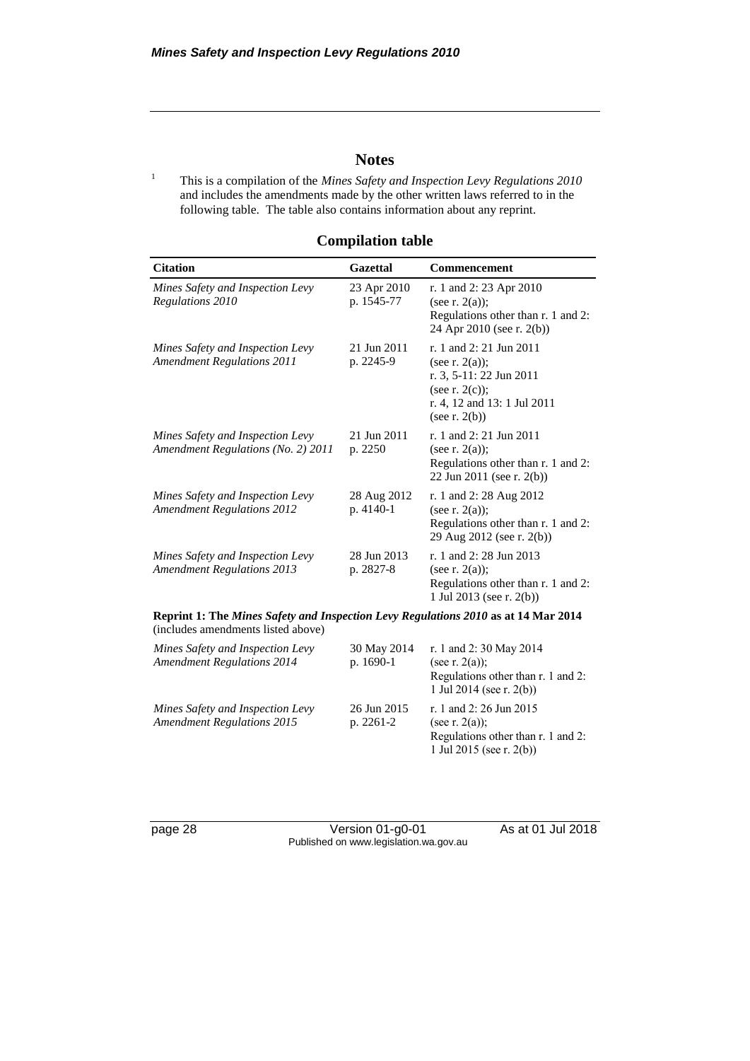## Notes

[1] This is a compilation of the *Mines Safety and Inspection Levy Regulations 2010* and includes the amendments made by the other written laws referred to in the following table. The table also contains information about any reprint.

### Compilation table

| Citation | Gazettal | Commencement |
|---|---|---|
| *Mines Safety and Inspection Levy Regulations 2010* | 23 Apr 2010 p. 1545-77 | r. 1 and 2: 23 Apr 2010 (see r. 2(a)); Regulations other than r. 1 and 2: 24 Apr 2010 (see r. 2(b)) |
| *Mines Safety and Inspection Levy Amendment Regulations 2011* | 21 Jun 2011 p. 2245-9 | r. 1 and 2: 21 Jun 2011 (see r. 2(a)); r. 3, 5-11: 22 Jun 2011 (see r. 2(c)); r. 4, 12 and 13: 1 Jul 2011 (see r. 2(b)) |
| *Mines Safety and Inspection Levy Amendment Regulations (No. 2) 2011* | 21 Jun 2011 p. 2250 | r. 1 and 2: 21 Jun 2011 (see r. 2(a)); Regulations other than r. 1 and 2: 22 Jun 2011 (see r. 2(b)) |
| *Mines Safety and Inspection Levy Amendment Regulations 2012* | 28 Aug 2012 p. 4140-1 | r. 1 and 2: 28 Aug 2012 (see r. 2(a)); Regulations other than r. 1 and 2: 29 Aug 2012 (see r. 2(b)) |
| *Mines Safety and Inspection Levy Amendment Regulations 2013* | 28 Jun 2013 p. 2827-8 | r. 1 and 2: 28 Jun 2013 (see r. 2(a)); Regulations other than r. 1 and 2: 1 Jul 2013 (see r. 2(b)) |
| **Reprint 1: The *Mines Safety and Inspection Levy Regulations 2010* as at 14 Mar 2014** (includes amendments listed above) | | |
| *Mines Safety and Inspection Levy Amendment Regulations 2014* | 30 May 2014 p. 1690-1 | r. 1 and 2: 30 May 2014 (see r. 2(a)); Regulations other than r. 1 and 2: 1 Jul 2014 (see r. 2(b)) |
| *Mines Safety and Inspection Levy Amendment Regulations 2015* | 26 Jun 2015 p. 2261-2 | r. 1 and 2: 26 Jun 2015 (see r. 2(a)); Regulations other than r. 1 and 2: 1 Jul 2015 (see r. 2(b)) |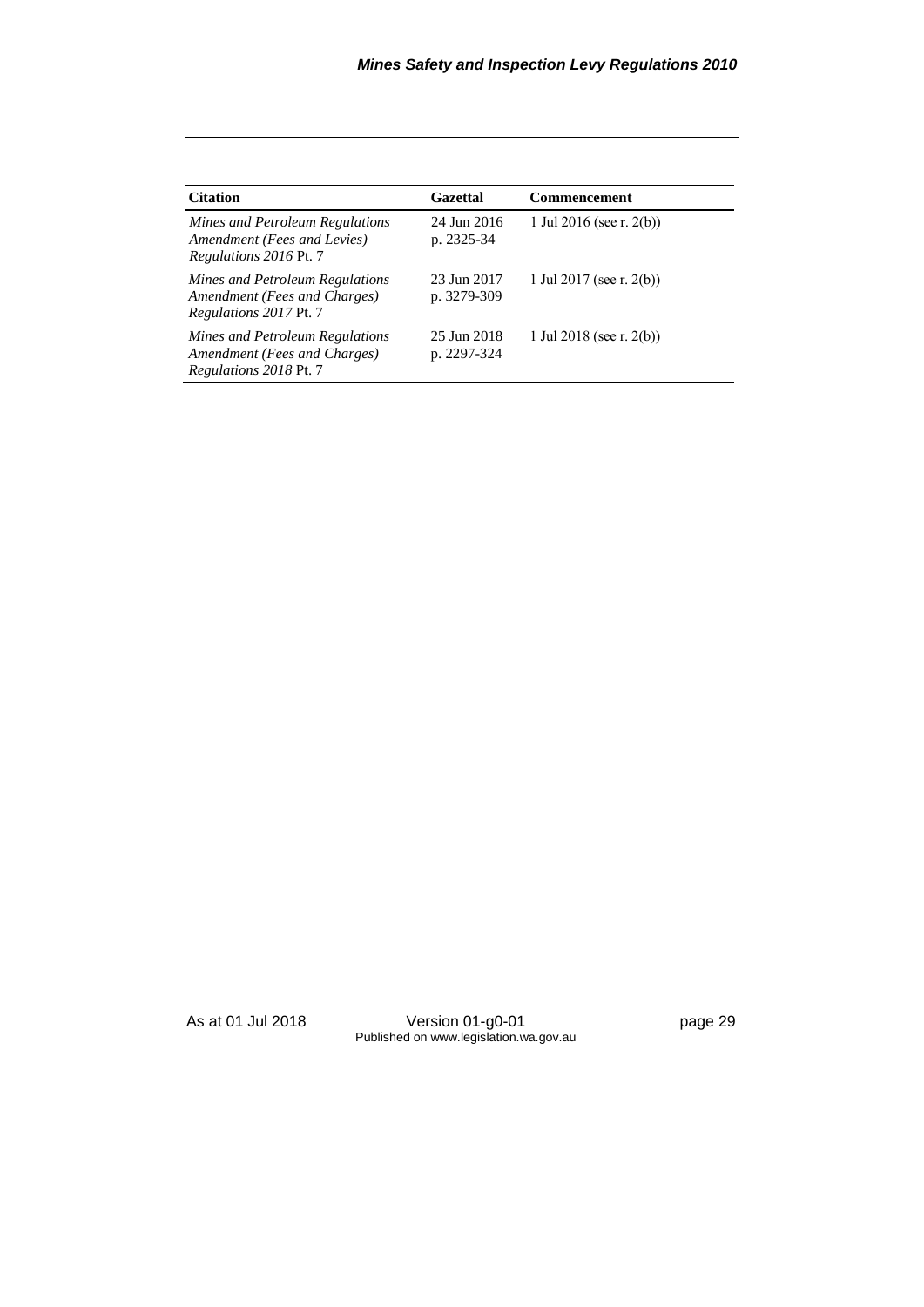| Citation | Gazettal | Commencement |
|---|---|---|
| *Mines and Petroleum Regulations Amendment (Fees and Levies) Regulations 2016* Pt. 7 | 24 Jun 2016 p. 2325-34 | 1 Jul 2016 (see r. 2(b)) |
| *Mines and Petroleum Regulations Amendment (Fees and Charges) Regulations 2017* Pt. 7 | 23 Jun 2017 p. 3279-309 | 1 Jul 2017 (see r. 2(b)) |
| *Mines and Petroleum Regulations Amendment (Fees and Charges) Regulations 2018* Pt. 7 | 25 Jun 2018 p. 2297-324 | 1 Jul 2018 (see r. 2(b)) |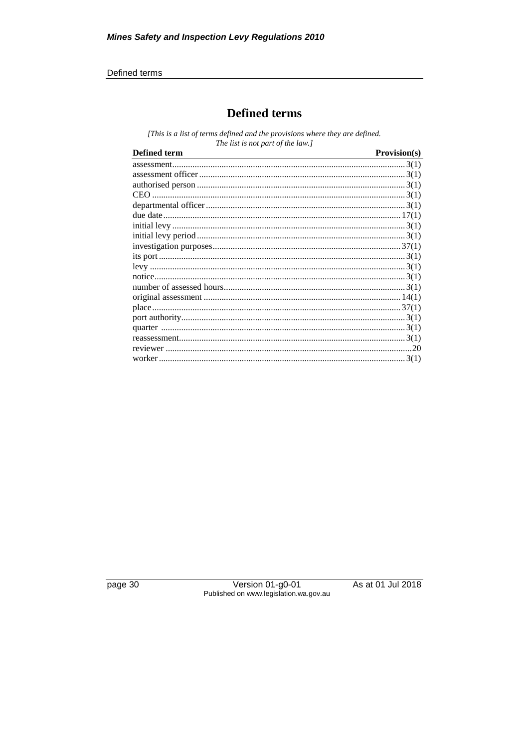# Defined terms

*[This is a list of terms defined and the provisions where they are defined. The list is not part of the law.]*

| Defined term | Provision(s) |
|---|---|
| assessment | 3(1) |
| assessment officer | 3(1) |
| authorised person | 3(1) |
| CEO | 3(1) |
| departmental officer | 3(1) |
| due date | 17(1) |
| initial levy | 3(1) |
| initial levy period | 3(1) |
| investigation purposes | 37(1) |
| its port | 3(1) |
| levy | 3(1) |
| notice | 3(1) |
| number of assessed hours | 3(1) |
| original assessment | 14(1) |
| place | 37(1) |
| port authority | 3(1) |
| quarter | 3(1) |
| reassessment | 3(1) |
| reviewer | 20 |
| worker | 3(1) |